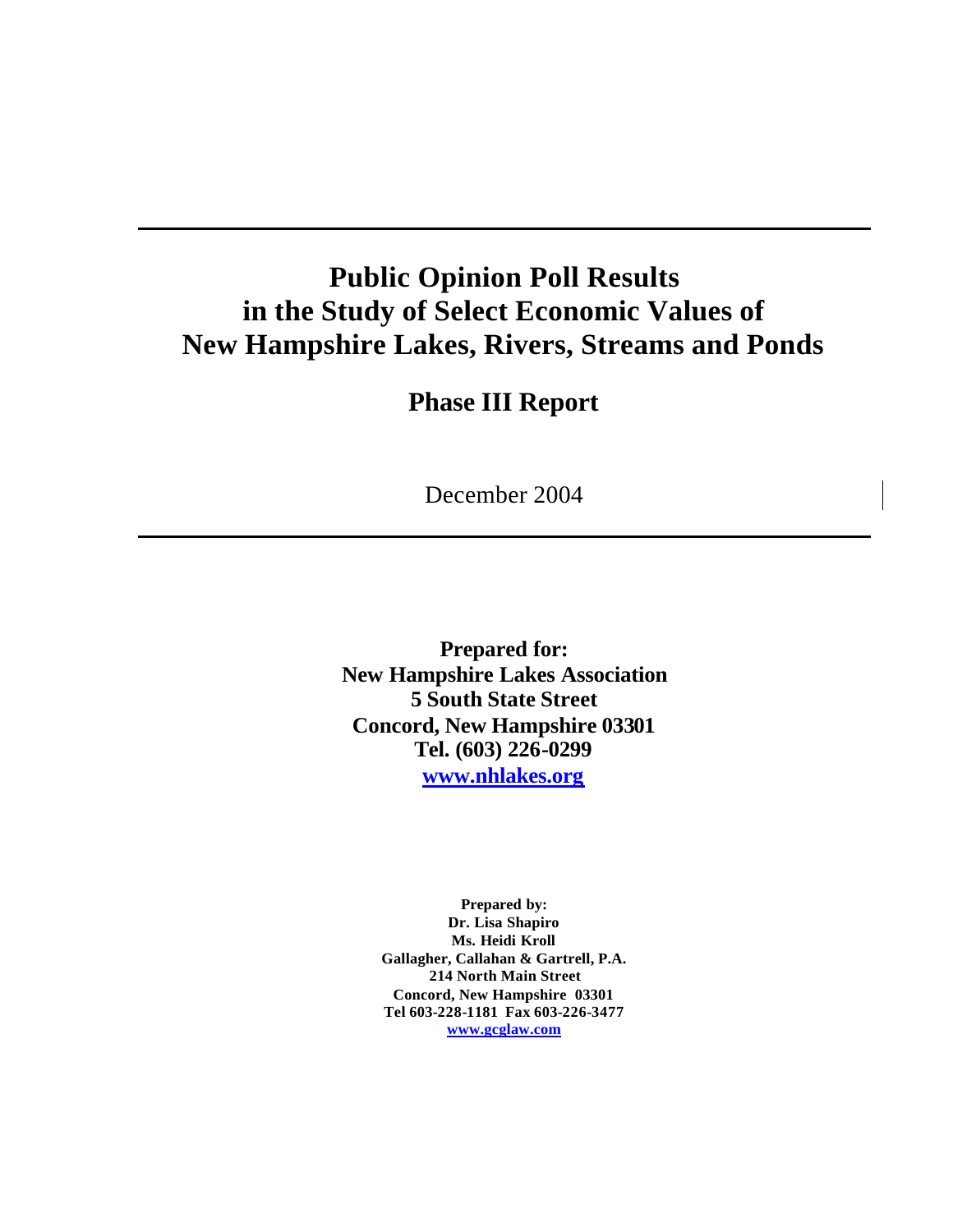# Public Opinion Poll Results in the Study of Select Economic Values of New Hampshire Lakes, Rivers, Streams and Ponds

## Phase III Report

December 2004

**Prepared for:**
**New Hampshire Lakes Association**
**5 South State Street**
**Concord, New Hampshire 03301**
**Tel. (603) 226-0299**
**www.nhlakes.org**

**Prepared by:**
**Dr. Lisa Shapiro**
**Ms. Heidi Kroll**
**Gallagher, Callahan & Gartrell, P.A.**
**214 North Main Street**
**Concord, New Hampshire 03301**
**Tel 603-228-1181 Fax 603-226-3477**
**www.gcglaw.com**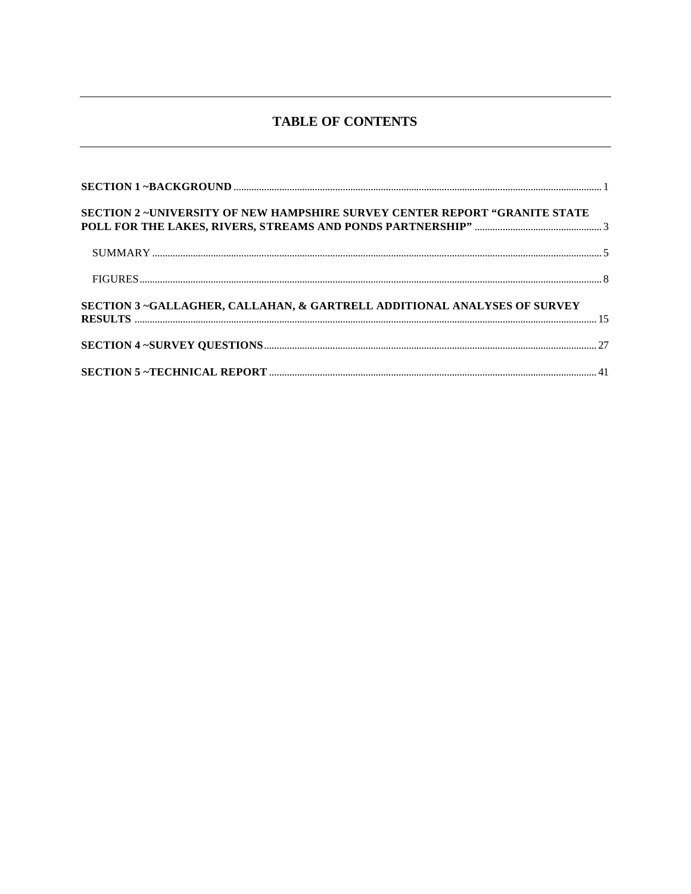## TABLE OF CONTENTS

**SECTION 1 ~BACKGROUND** ........ 1

**SECTION 2 ~UNIVERSITY OF NEW HAMPSHIRE SURVEY CENTER REPORT "GRANITE STATE POLL FOR THE LAKES, RIVERS, STREAMS AND PONDS PARTNERSHIP"** ........ 3

- SUMMARY ........ 5
- FIGURES ........ 8

**SECTION 3 ~GALLAGHER, CALLAHAN, & GARTRELL ADDITIONAL ANALYSES OF SURVEY RESULTS** ........ 15

**SECTION 4 ~SURVEY QUESTIONS** ........ 27

**SECTION 5 ~TECHNICAL REPORT** ........ 41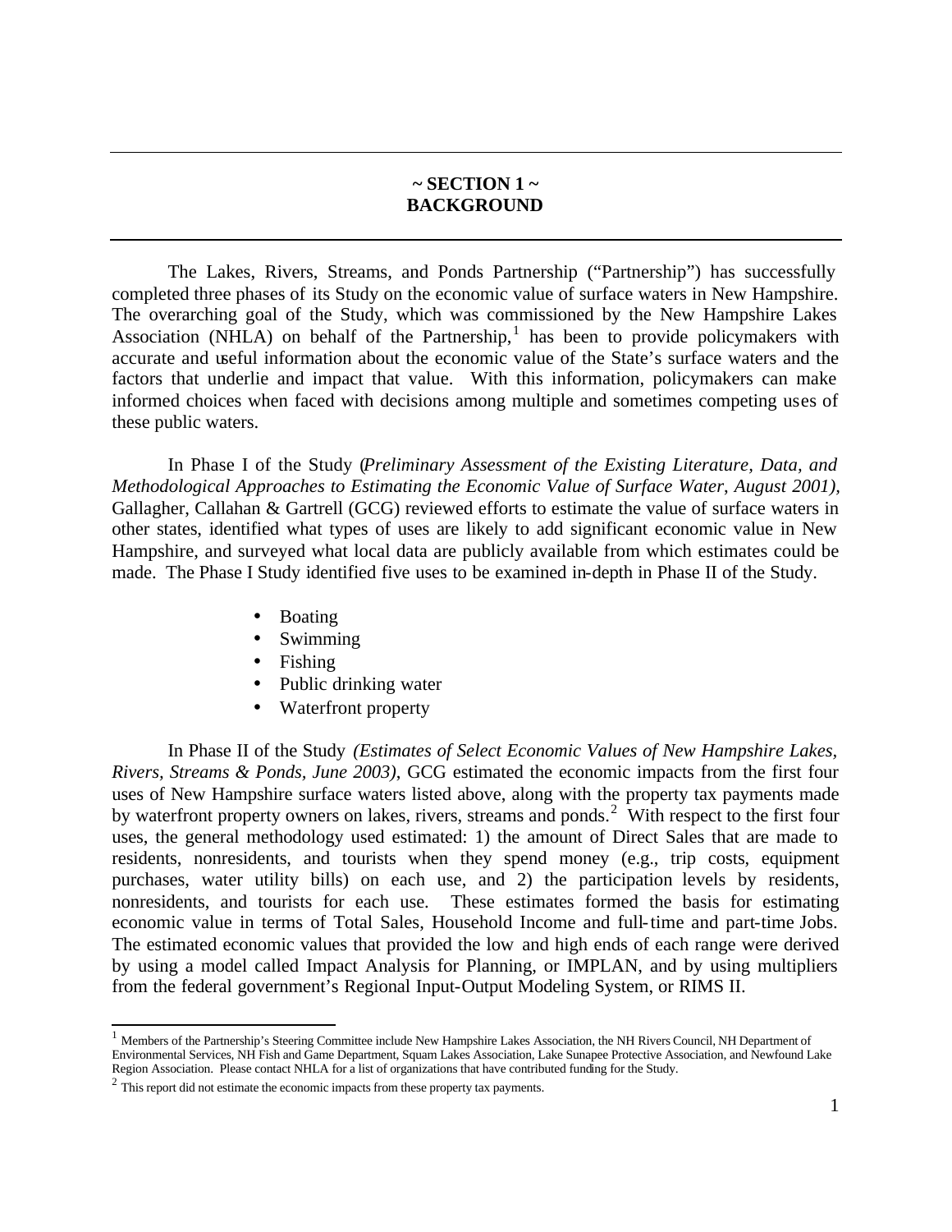# ~ SECTION 1 ~
# BACKGROUND

The Lakes, Rivers, Streams, and Ponds Partnership ("Partnership") has successfully completed three phases of its Study on the economic value of surface waters in New Hampshire. The overarching goal of the Study, which was commissioned by the New Hampshire Lakes Association (NHLA) on behalf of the Partnership,[1] has been to provide policymakers with accurate and useful information about the economic value of the State's surface waters and the factors that underlie and impact that value. With this information, policymakers can make informed choices when faced with decisions among multiple and sometimes competing uses of these public waters.

In Phase I of the Study (*Preliminary Assessment of the Existing Literature, Data, and Methodological Approaches to Estimating the Economic Value of Surface Water, August 2001)*, Gallagher, Callahan & Gartrell (GCG) reviewed efforts to estimate the value of surface waters in other states, identified what types of uses are likely to add significant economic value in New Hampshire, and surveyed what local data are publicly available from which estimates could be made. The Phase I Study identified five uses to be examined in-depth in Phase II of the Study.

- Boating
- Swimming
- Fishing
- Public drinking water
- Waterfront property

In Phase II of the Study *(Estimates of Select Economic Values of New Hampshire Lakes, Rivers, Streams & Ponds, June 2003)*, GCG estimated the economic impacts from the first four uses of New Hampshire surface waters listed above, along with the property tax payments made by waterfront property owners on lakes, rivers, streams and ponds.[2] With respect to the first four uses, the general methodology used estimated: 1) the amount of Direct Sales that are made to residents, nonresidents, and tourists when they spend money (e.g., trip costs, equipment purchases, water utility bills) on each use, and 2) the participation levels by residents, nonresidents, and tourists for each use. These estimates formed the basis for estimating economic value in terms of Total Sales, Household Income and full-time and part-time Jobs. The estimated economic values that provided the low and high ends of each range were derived by using a model called Impact Analysis for Planning, or IMPLAN, and by using multipliers from the federal government's Regional Input-Output Modeling System, or RIMS II.

---

[1] Members of the Partnership's Steering Committee include New Hampshire Lakes Association, the NH Rivers Council, NH Department of Environmental Services, NH Fish and Game Department, Squam Lakes Association, Lake Sunapee Protective Association, and Newfound Lake Region Association. Please contact NHLA for a list of organizations that have contributed funding for the Study.

[2] This report did not estimate the economic impacts from these property tax payments.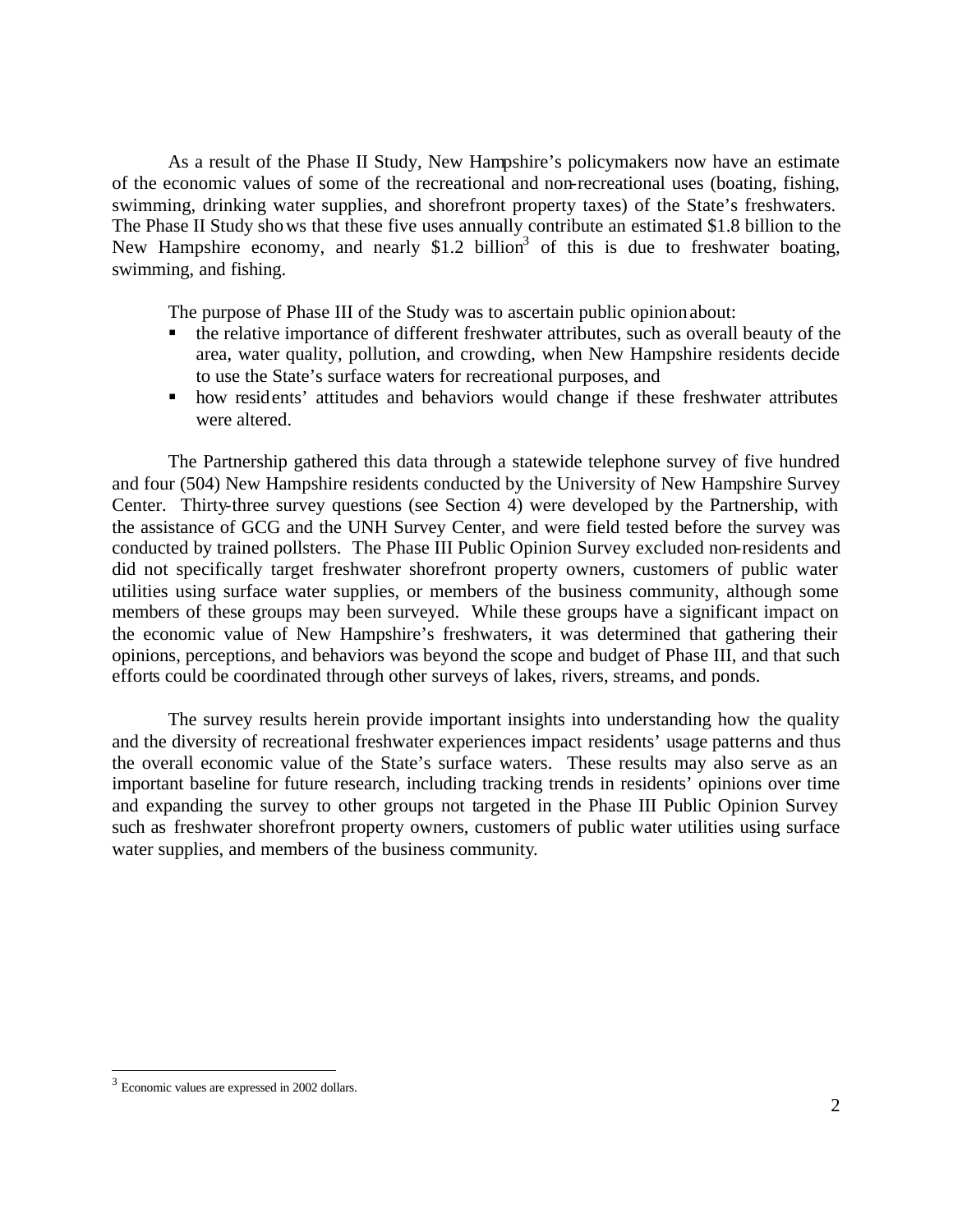As a result of the Phase II Study, New Hampshire's policymakers now have an estimate of the economic values of some of the recreational and non-recreational uses (boating, fishing, swimming, drinking water supplies, and shorefront property taxes) of the State's freshwaters. The Phase II Study shows that these five uses annually contribute an estimated $1.8 billion to the New Hampshire economy, and nearly $1.2 billion[3] of this is due to freshwater boating, swimming, and fishing.

The purpose of Phase III of the Study was to ascertain public opinion about:

- the relative importance of different freshwater attributes, such as overall beauty of the area, water quality, pollution, and crowding, when New Hampshire residents decide to use the State's surface waters for recreational purposes, and
- how residents' attitudes and behaviors would change if these freshwater attributes were altered.

The Partnership gathered this data through a statewide telephone survey of five hundred and four (504) New Hampshire residents conducted by the University of New Hampshire Survey Center. Thirty-three survey questions (see Section 4) were developed by the Partnership, with the assistance of GCG and the UNH Survey Center, and were field tested before the survey was conducted by trained pollsters. The Phase III Public Opinion Survey excluded non-residents and did not specifically target freshwater shorefront property owners, customers of public water utilities using surface water supplies, or members of the business community, although some members of these groups may been surveyed. While these groups have a significant impact on the economic value of New Hampshire's freshwaters, it was determined that gathering their opinions, perceptions, and behaviors was beyond the scope and budget of Phase III, and that such efforts could be coordinated through other surveys of lakes, rivers, streams, and ponds.

The survey results herein provide important insights into understanding how the quality and the diversity of recreational freshwater experiences impact residents' usage patterns and thus the overall economic value of the State's surface waters. These results may also serve as an important baseline for future research, including tracking trends in residents' opinions over time and expanding the survey to other groups not targeted in the Phase III Public Opinion Survey such as freshwater shorefront property owners, customers of public water utilities using surface water supplies, and members of the business community.

---

[3] Economic values are expressed in 2002 dollars.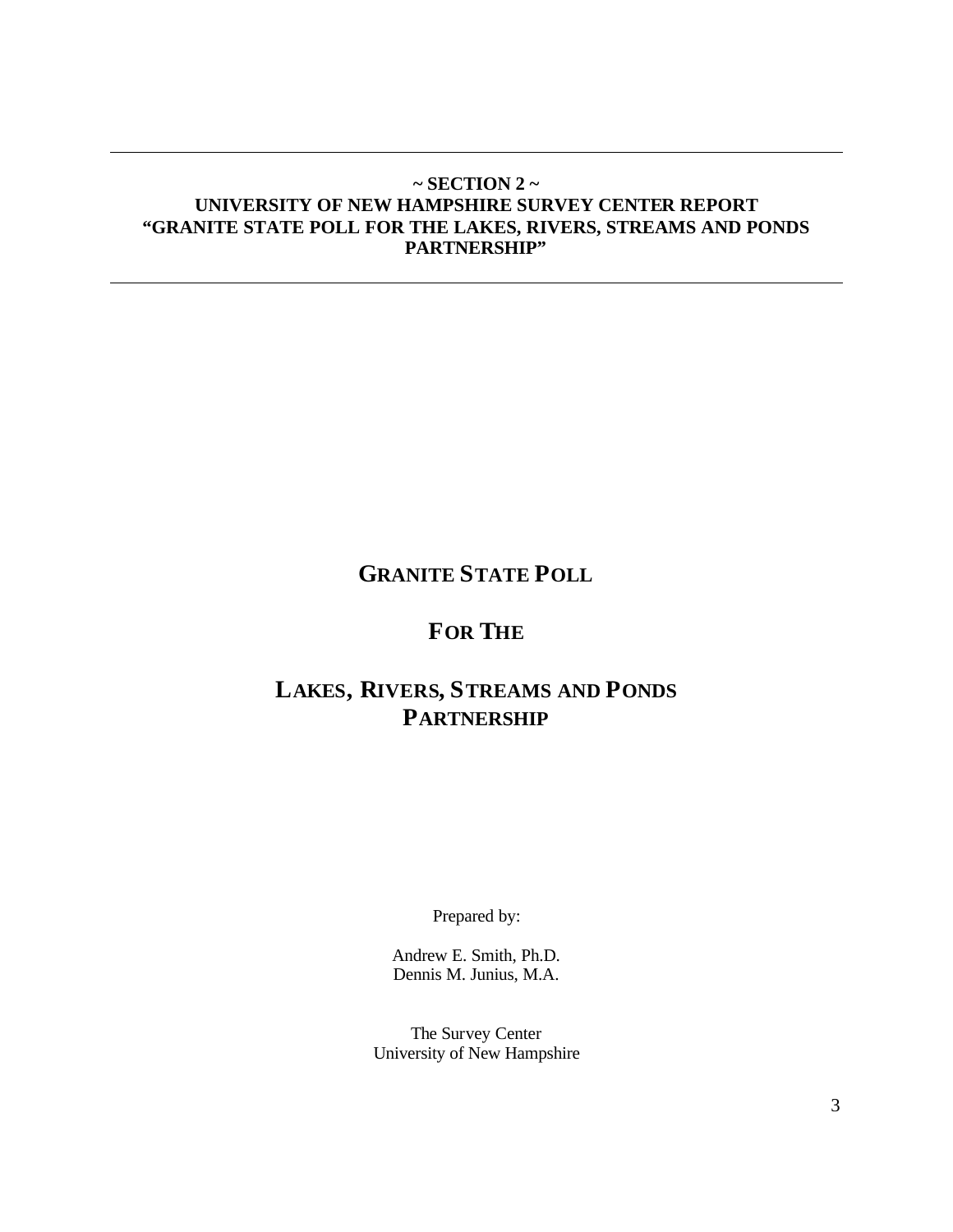**~ SECTION 2 ~**
**UNIVERSITY OF NEW HAMPSHIRE SURVEY CENTER REPORT**
**"GRANITE STATE POLL FOR THE LAKES, RIVERS, STREAMS AND PONDS PARTNERSHIP"**

---

# GRANITE STATE POLL

# FOR THE

# LAKES, RIVERS, STREAMS AND PONDS PARTNERSHIP

Prepared by:

Andrew E. Smith, Ph.D.
Dennis M. Junius, M.A.

The Survey Center
University of New Hampshire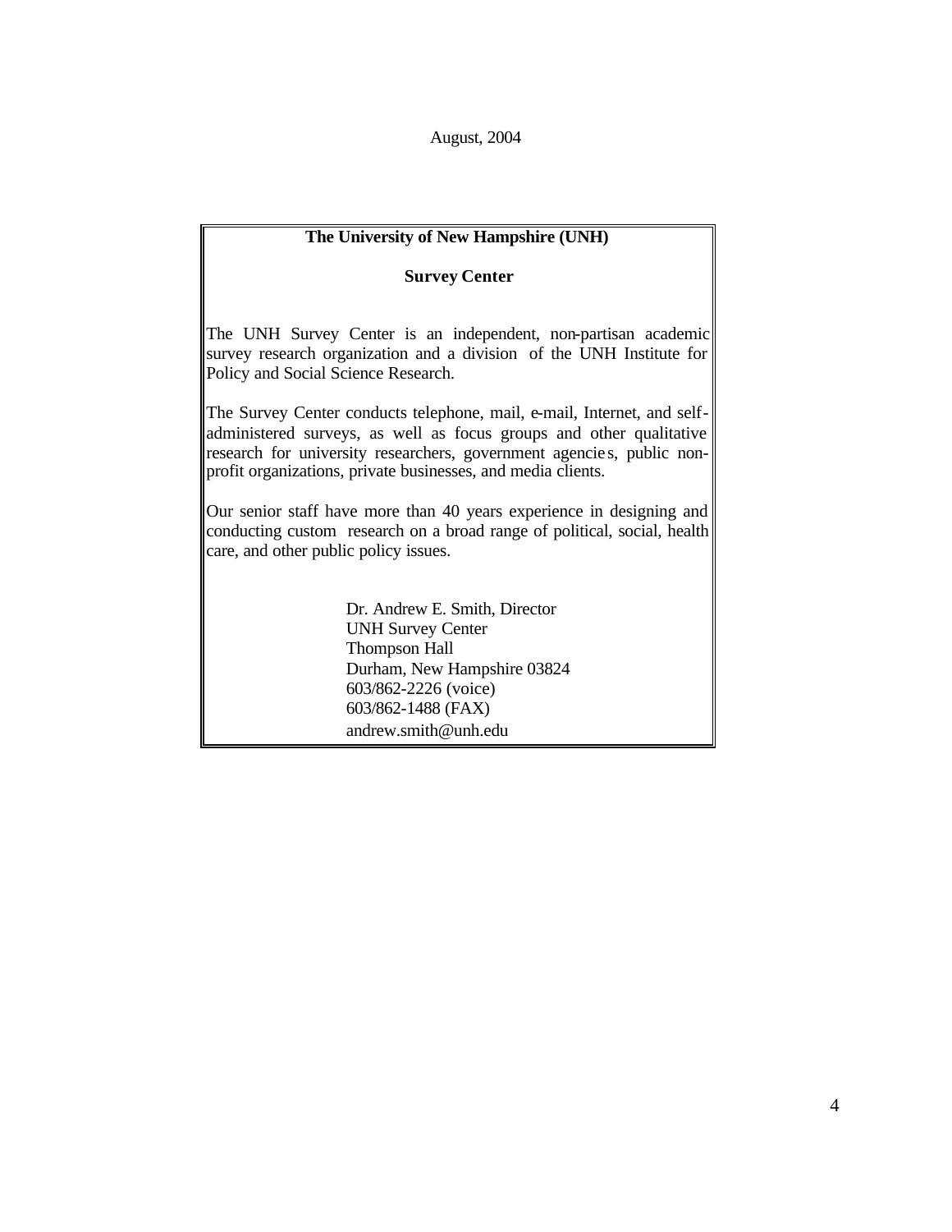August, 2004

**The University of New Hampshire (UNH)**

**Survey Center**

The UNH Survey Center is an independent, non-partisan academic survey research organization and a division of the UNH Institute for Policy and Social Science Research.

The Survey Center conducts telephone, mail, e-mail, Internet, and self-administered surveys, as well as focus groups and other qualitative research for university researchers, government agencies, public non-profit organizations, private businesses, and media clients.

Our senior staff have more than 40 years experience in designing and conducting custom research on a broad range of political, social, health care, and other public policy issues.

Dr. Andrew E. Smith, Director
UNH Survey Center
Thompson Hall
Durham, New Hampshire 03824
603/862-2226 (voice)
603/862-1488 (FAX)
andrew.smith@unh.edu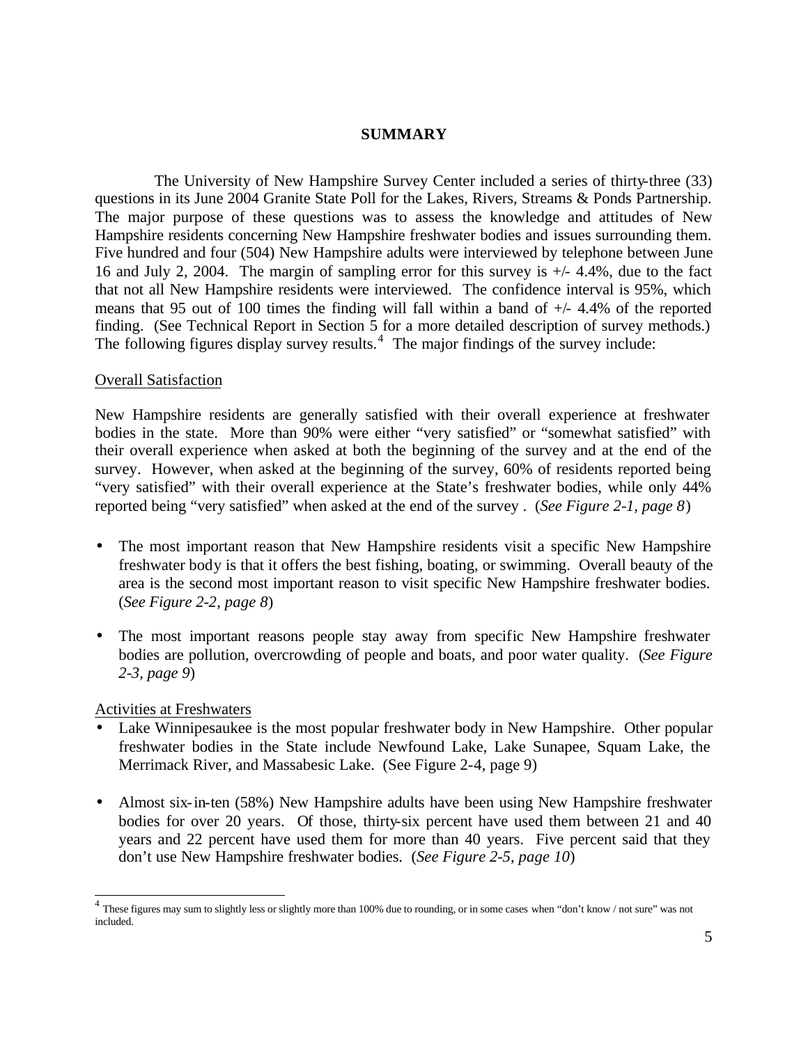# SUMMARY

The University of New Hampshire Survey Center included a series of thirty-three (33) questions in its June 2004 Granite State Poll for the Lakes, Rivers, Streams & Ponds Partnership. The major purpose of these questions was to assess the knowledge and attitudes of New Hampshire residents concerning New Hampshire freshwater bodies and issues surrounding them. Five hundred and four (504) New Hampshire adults were interviewed by telephone between June 16 and July 2, 2004. The margin of sampling error for this survey is +/- 4.4%, due to the fact that not all New Hampshire residents were interviewed. The confidence interval is 95%, which means that 95 out of 100 times the finding will fall within a band of +/- 4.4% of the reported finding. (See Technical Report in Section 5 for a more detailed description of survey methods.) The following figures display survey results.[4] The major findings of the survey include:

## Overall Satisfaction

New Hampshire residents are generally satisfied with their overall experience at freshwater bodies in the state. More than 90% were either "very satisfied" or "somewhat satisfied" with their overall experience when asked at both the beginning of the survey and at the end of the survey. However, when asked at the beginning of the survey, 60% of residents reported being "very satisfied" with their overall experience at the State's freshwater bodies, while only 44% reported being "very satisfied" when asked at the end of the survey . (*See Figure 2-1, page 8*)

- The most important reason that New Hampshire residents visit a specific New Hampshire freshwater body is that it offers the best fishing, boating, or swimming. Overall beauty of the area is the second most important reason to visit specific New Hampshire freshwater bodies. (*See Figure 2-2, page 8*)

- The most important reasons people stay away from specific New Hampshire freshwater bodies are pollution, overcrowding of people and boats, and poor water quality. (*See Figure 2-3, page 9*)

## Activities at Freshwaters

- Lake Winnipesaukee is the most popular freshwater body in New Hampshire. Other popular freshwater bodies in the State include Newfound Lake, Lake Sunapee, Squam Lake, the Merrimack River, and Massabesic Lake. (See Figure 2-4, page 9)

- Almost six-in-ten (58%) New Hampshire adults have been using New Hampshire freshwater bodies for over 20 years. Of those, thirty-six percent have used them between 21 and 40 years and 22 percent have used them for more than 40 years. Five percent said that they don't use New Hampshire freshwater bodies. (*See Figure 2-5, page 10*)

---

[4] These figures may sum to slightly less or slightly more than 100% due to rounding, or in some cases when "don't know / not sure" was not included.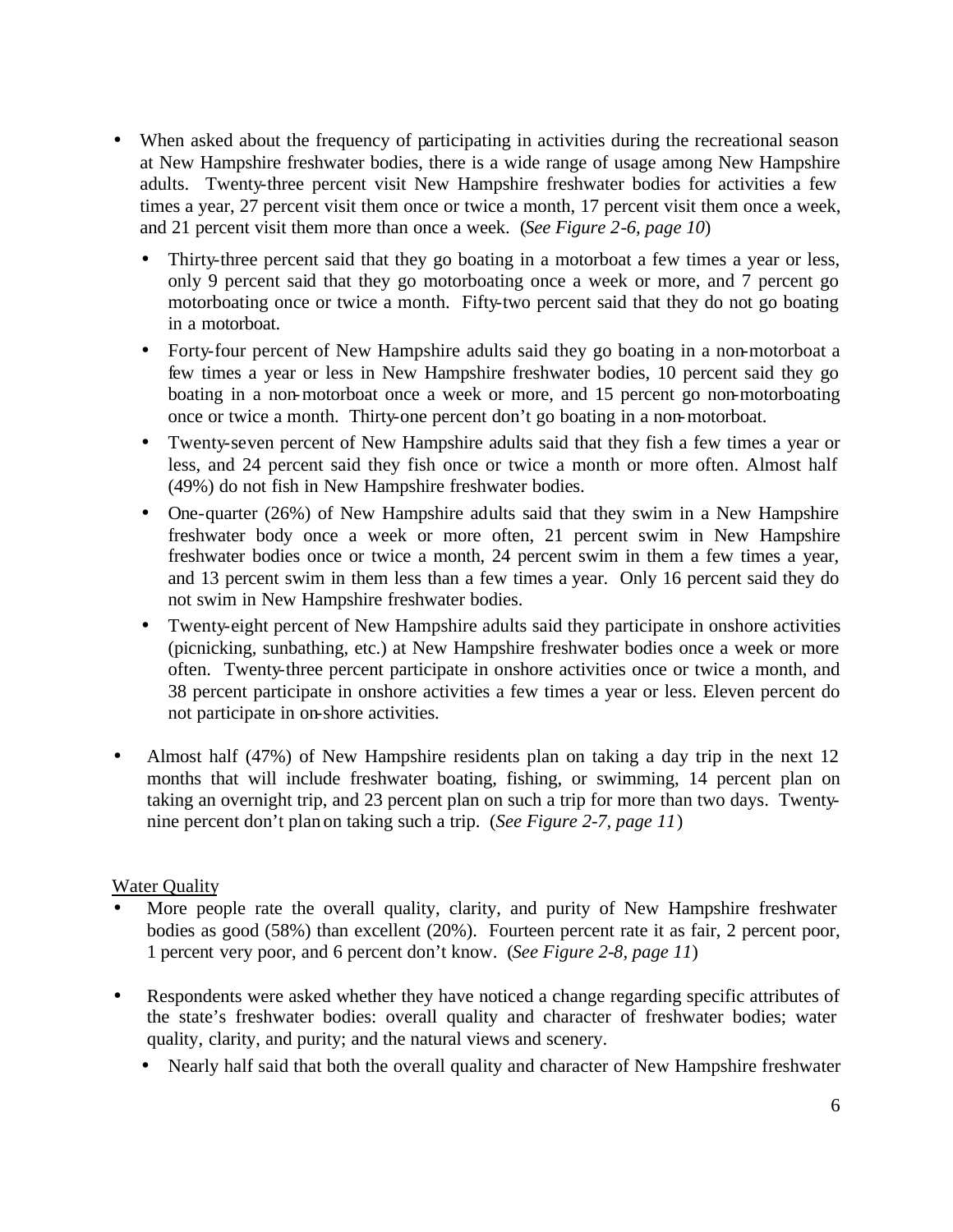- When asked about the frequency of participating in activities during the recreational season at New Hampshire freshwater bodies, there is a wide range of usage among New Hampshire adults. Twenty-three percent visit New Hampshire freshwater bodies for activities a few times a year, 27 percent visit them once or twice a month, 17 percent visit them once a week, and 21 percent visit them more than once a week. (*See Figure 2-6, page 10*)
  - Thirty-three percent said that they go boating in a motorboat a few times a year or less, only 9 percent said that they go motorboating once a week or more, and 7 percent go motorboating once or twice a month. Fifty-two percent said that they do not go boating in a motorboat.
  - Forty-four percent of New Hampshire adults said they go boating in a non-motorboat a few times a year or less in New Hampshire freshwater bodies, 10 percent said they go boating in a non-motorboat once a week or more, and 15 percent go non-motorboating once or twice a month. Thirty-one percent don't go boating in a non-motorboat.
  - Twenty-seven percent of New Hampshire adults said that they fish a few times a year or less, and 24 percent said they fish once or twice a month or more often. Almost half (49%) do not fish in New Hampshire freshwater bodies.
  - One-quarter (26%) of New Hampshire adults said that they swim in a New Hampshire freshwater body once a week or more often, 21 percent swim in New Hampshire freshwater bodies once or twice a month, 24 percent swim in them a few times a year, and 13 percent swim in them less than a few times a year. Only 16 percent said they do not swim in New Hampshire freshwater bodies.
  - Twenty-eight percent of New Hampshire adults said they participate in onshore activities (picnicking, sunbathing, etc.) at New Hampshire freshwater bodies once a week or more often. Twenty-three percent participate in onshore activities once or twice a month, and 38 percent participate in onshore activities a few times a year or less. Eleven percent do not participate in on-shore activities.

- Almost half (47%) of New Hampshire residents plan on taking a day trip in the next 12 months that will include freshwater boating, fishing, or swimming, 14 percent plan on taking an overnight trip, and 23 percent plan on such a trip for more than two days. Twenty-nine percent don't plan on taking such a trip. (*See Figure 2-7, page 11*)

<u>Water Quality</u>

- More people rate the overall quality, clarity, and purity of New Hampshire freshwater bodies as good (58%) than excellent (20%). Fourteen percent rate it as fair, 2 percent poor, 1 percent very poor, and 6 percent don't know. (*See Figure 2-8, page 11*)

- Respondents were asked whether they have noticed a change regarding specific attributes of the state's freshwater bodies: overall quality and character of freshwater bodies; water quality, clarity, and purity; and the natural views and scenery.
  - Nearly half said that both the overall quality and character of New Hampshire freshwater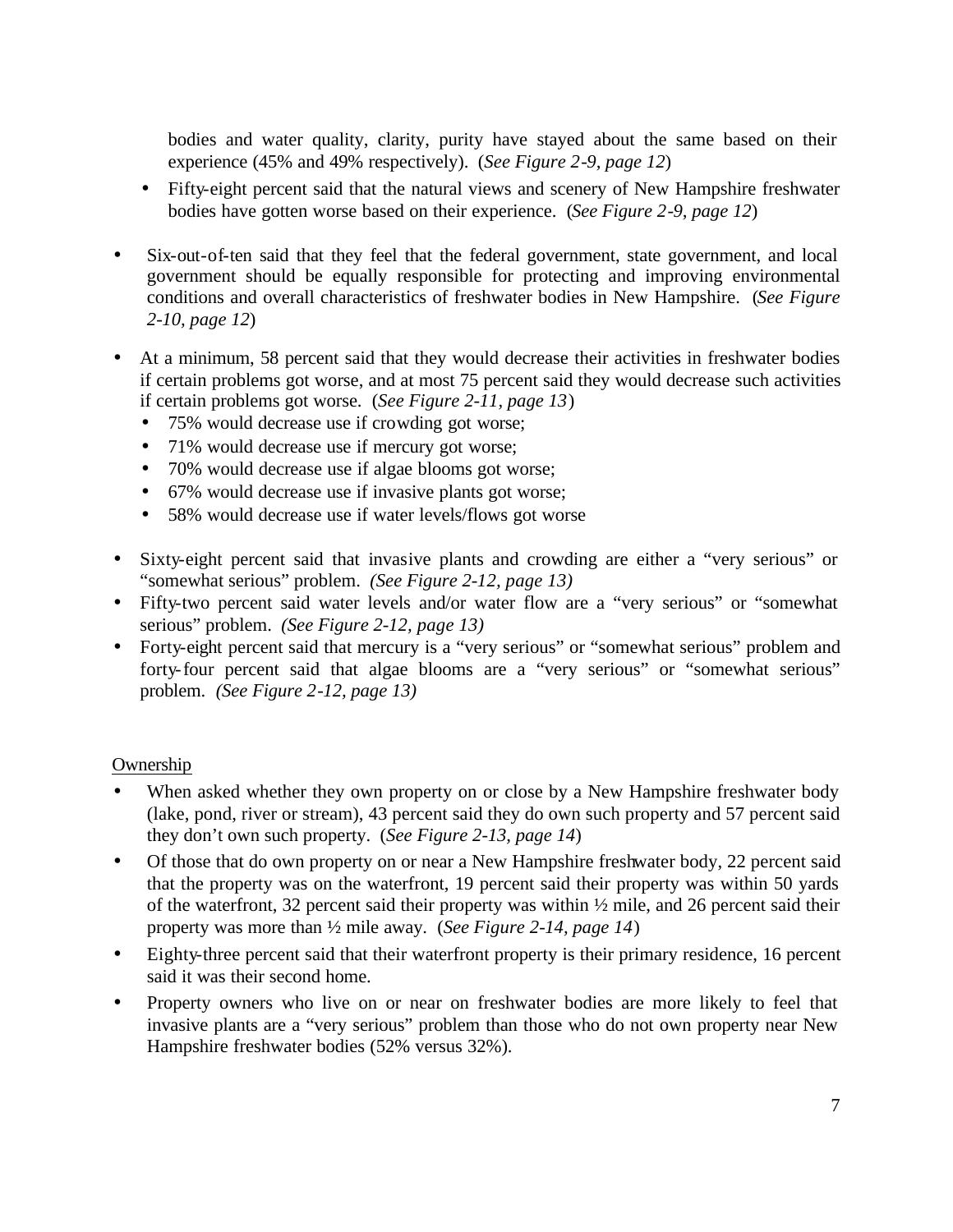bodies and water quality, clarity, purity have stayed about the same based on their experience (45% and 49% respectively). (*See Figure 2-9, page 12*)

- Fifty-eight percent said that the natural views and scenery of New Hampshire freshwater bodies have gotten worse based on their experience. (*See Figure 2-9, page 12*)

- Six-out-of-ten said that they feel that the federal government, state government, and local government should be equally responsible for protecting and improving environmental conditions and overall characteristics of freshwater bodies in New Hampshire. (*See Figure 2-10, page 12*)

- At a minimum, 58 percent said that they would decrease their activities in freshwater bodies if certain problems got worse, and at most 75 percent said they would decrease such activities if certain problems got worse. (*See Figure 2-11, page 13*)
  - 75% would decrease use if crowding got worse;
  - 71% would decrease use if mercury got worse;
  - 70% would decrease use if algae blooms got worse;
  - 67% would decrease use if invasive plants got worse;
  - 58% would decrease use if water levels/flows got worse

- Sixty-eight percent said that invasive plants and crowding are either a "very serious" or "somewhat serious" problem. *(See Figure 2-12, page 13)*
- Fifty-two percent said water levels and/or water flow are a "very serious" or "somewhat serious" problem. *(See Figure 2-12, page 13)*
- Forty-eight percent said that mercury is a "very serious" or "somewhat serious" problem and forty-four percent said that algae blooms are a "very serious" or "somewhat serious" problem. *(See Figure 2-12, page 13)*

Ownership

- When asked whether they own property on or close by a New Hampshire freshwater body (lake, pond, river or stream), 43 percent said they do own such property and 57 percent said they don't own such property. (*See Figure 2-13, page 14*)
- Of those that do own property on or near a New Hampshire freshwater body, 22 percent said that the property was on the waterfront, 19 percent said their property was within 50 yards of the waterfront, 32 percent said their property was within ½ mile, and 26 percent said their property was more than ½ mile away. (*See Figure 2-14, page 14*)
- Eighty-three percent said that their waterfront property is their primary residence, 16 percent said it was their second home.
- Property owners who live on or near on freshwater bodies are more likely to feel that invasive plants are a "very serious" problem than those who do not own property near New Hampshire freshwater bodies (52% versus 32%).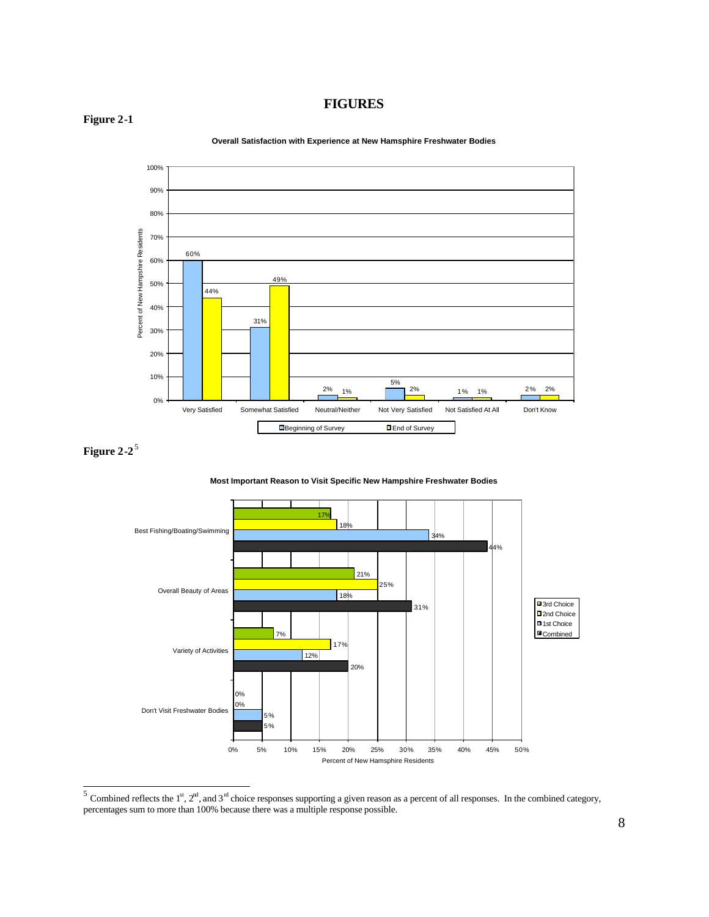# FIGURES

**Figure 2-1**

**Overall Satisfaction with Experience at New Hamsphire Freshwater Bodies**

| Response | Beginning of Survey | End of Survey |
| --- | --- | --- |
| Very Satisfied | 60% | 44% |
| Somewhat Satisfied | 31% | 49% |
| Neutral/Neither | 2% | 1% |
| Not Very Satisfied | 5% | 2% |
| Not Satisfied At All | 1% | 1% |
| Don't Know | 2% | 2% |

**Figure 2-2**[5]

**Most Important Reason to Visit Specific New Hamsphire Freshwater Bodies**

| Reason | 3rd Choice | 2nd Choice | 1st Choice | Combined |
| --- | --- | --- | --- | --- |
| Best Fishing/Boating/Swimming | 17% | 18% | 34% | 44% |
| Overall Beauty of Areas | 21% | 25% | 18% | 31% |
| Variety of Activities | 7% | 17% | 12% | 20% |
| Don't Visit Freshwater Bodies | 0% | 0% | 5% | 5% |

[5] Combined reflects the 1st, 2nd, and 3rd choice responses supporting a given reason as a percent of all responses. In the combined category, percentages sum to more than 100% because there was a multiple response possible.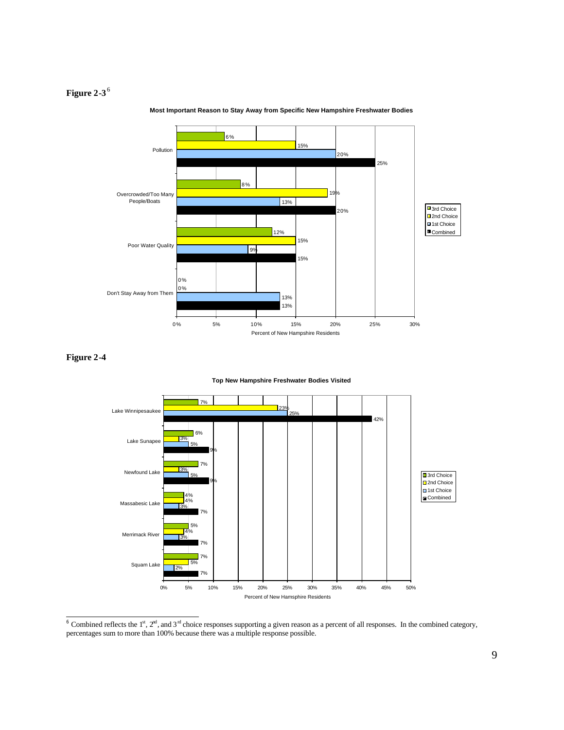**Figure 2-3**[6]

**Most Important Reason to Stay Away from Specific New Hampshire Freshwater Bodies**

| Reason | 3rd Choice | 2nd Choice | 1st Choice | Combined |
|---|---|---|---|---|
| Pollution | 6% | 15% | 20% | 25% |
| Overcrowded/Too Many People/Boats | 8% | 19% | 13% | 20% |
| Poor Water Quality | 12% | 15% | 9% | 15% |
| Don't Stay Away from Them | 0% | 0% | 13% | 13% |

Percent of New Hampshire Residents

**Figure 2-4**

**Top New Hampshire Freshwater Bodies Visited**

| Water Body | 3rd Choice | 2nd Choice | 1st Choice | Combined |
|---|---|---|---|---|
| Lake Winnipesaukee | 7% | 23% | 25% | 42% |
| Lake Sunapee | 6% | 3% | 5% | 9% |
| Newfound Lake | 7% | 3% | 5% | 9% |
| Massabesic Lake | 4% | 4% | 3% | 7% |
| Merrimack River | 5% | 4% | 3% | 7% |
| Squam Lake | 7% | 5% | 2% | 7% |

Percent of New Hamsphire Residents

---

[6] Combined reflects the 1st, 2nd, and 3rd choice responses supporting a given reason as a percent of all responses. In the combined category, percentages sum to more than 100% because there was a multiple response possible.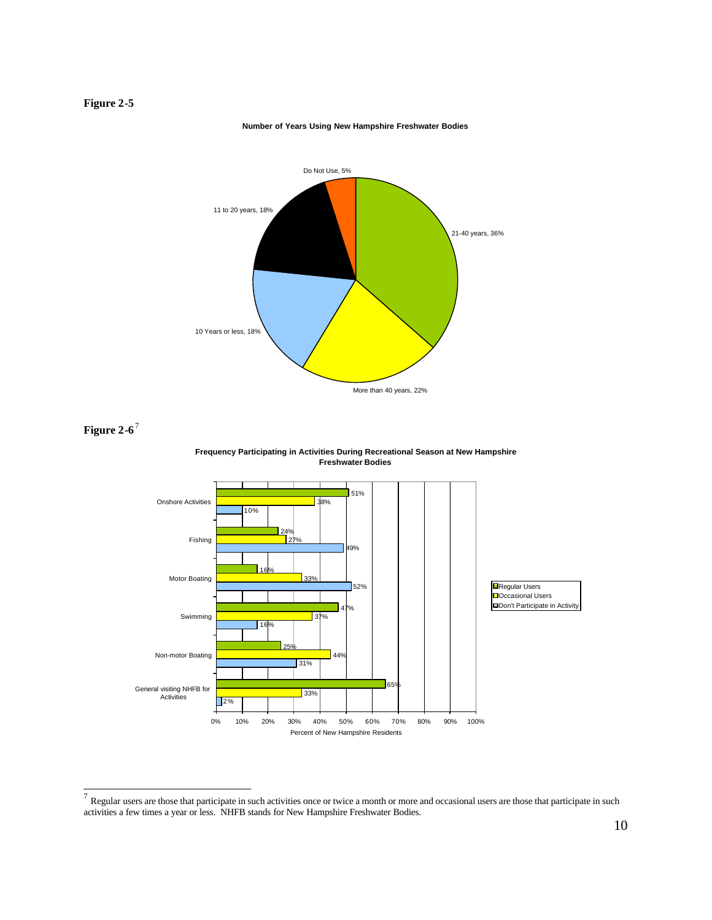**Figure 2-5**

**Number of Years Using New Hampshire Freshwater Bodies**

| Category | Percent |
|---|---|
| 21-40 years | 36% |
| More than 40 years | 22% |
| 10 Years or less | 18% |
| 11 to 20 years | 18% |
| Do Not Use | 5% |

**Figure 2-6**[7]

**Frequency Participating in Activities During Recreational Season at New Hampshire Freshwater Bodies**

| Activity | Regular Users | Occasional Users | Don't Participate in Activity |
|---|---|---|---|
| Onshore Activities | 51% | 38% | 10% |
| Fishing | 24% | 27% | 49% |
| Motor Boating | 16% | 33% | 52% |
| Swimming | 47% | 37% | 16% |
| Non-motor Boating | 25% | 44% | 31% |
| General visiting NHFB for Activities | 65% | 33% | 2% |

Percent of New Hampshire Residents

---

[7] Regular users are those that participate in such activities once or twice a month or more and occasional users are those that participate in such activities a few times a year or less. NHFB stands for New Hampshire Freshwater Bodies.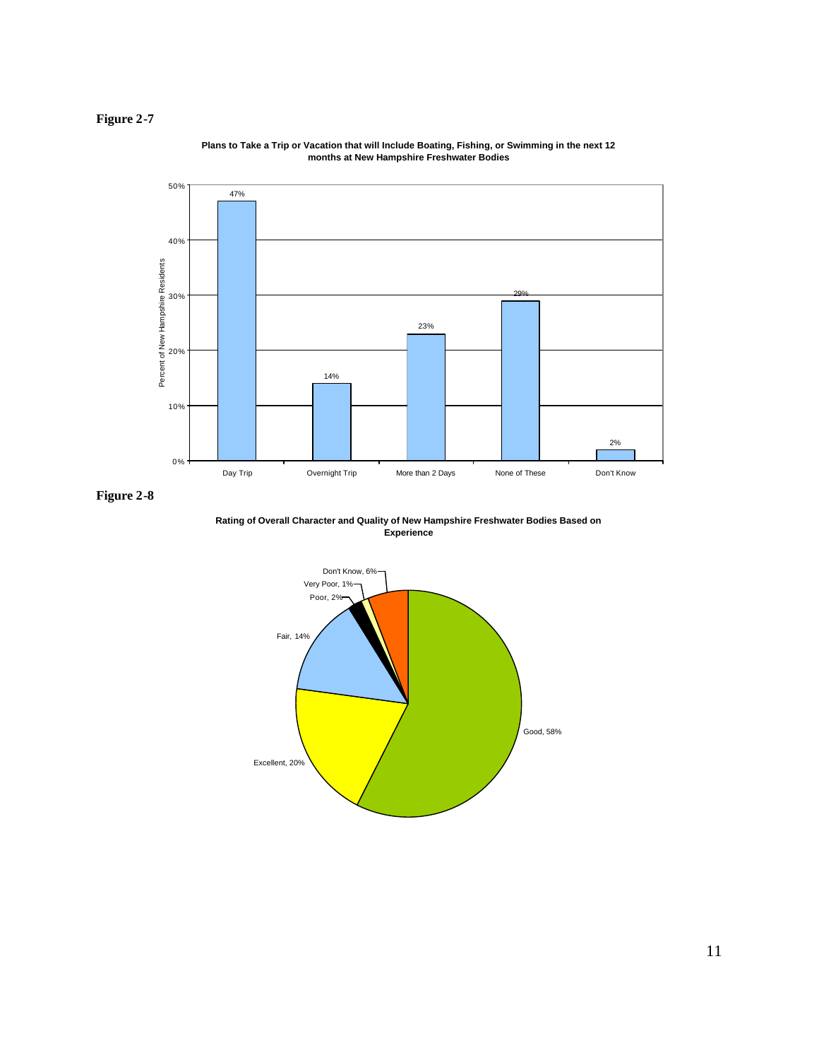**Figure 2-7**

**Plans to Take a Trip or Vacation that will Include Boating, Fishing, or Swimming in the next 12 months at New Hampshire Freshwater Bodies**

| Category | Percent of New Hampshire Residents |
|---|---|
| Day Trip | 47% |
| Overnight Trip | 14% |
| More than 2 Days | 23% |
| None of These | 29% |
| Don't Know | 2% |

**Figure 2-8**

**Rating of Overall Character and Quality of New Hampshire Freshwater Bodies Based on Experience**

| Rating | Percent |
|---|---|
| Good | 58% |
| Excellent | 20% |
| Fair | 14% |
| Poor | 2% |
| Very Poor | 1% |
| Don't Know | 6% |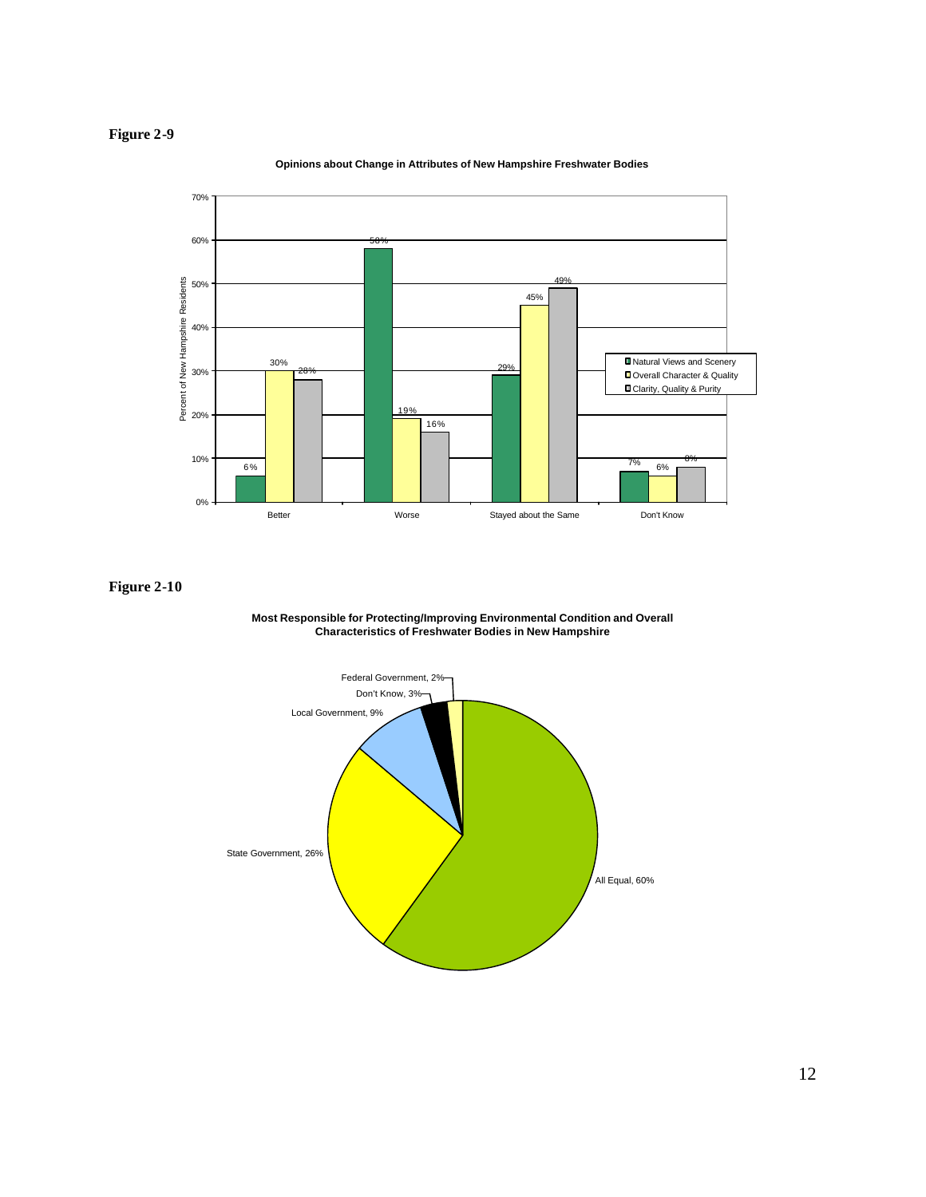**Figure 2-9**

**Opinions about Change in Attributes of New Hampshire Freshwater Bodies**

| | Better | Worse | Stayed about the Same | Don't Know |
|---|---|---|---|---|
| Natural Views and Scenery | 6% | 58% | 29% | 7% |
| Overall Character & Quality | 30% | 19% | 45% | 6% |
| Clarity, Quality & Purity | 28% | 16% | 49% | 8% |

**Figure 2-10**

**Most Responsible for Protecting/Improving Environmental Condition and Overall Characteristics of Freshwater Bodies in New Hampshire**

| Category | Percent |
|---|---|
| All Equal | 60% |
| State Government | 26% |
| Local Government | 9% |
| Don't Know | 3% |
| Federal Government | 2% |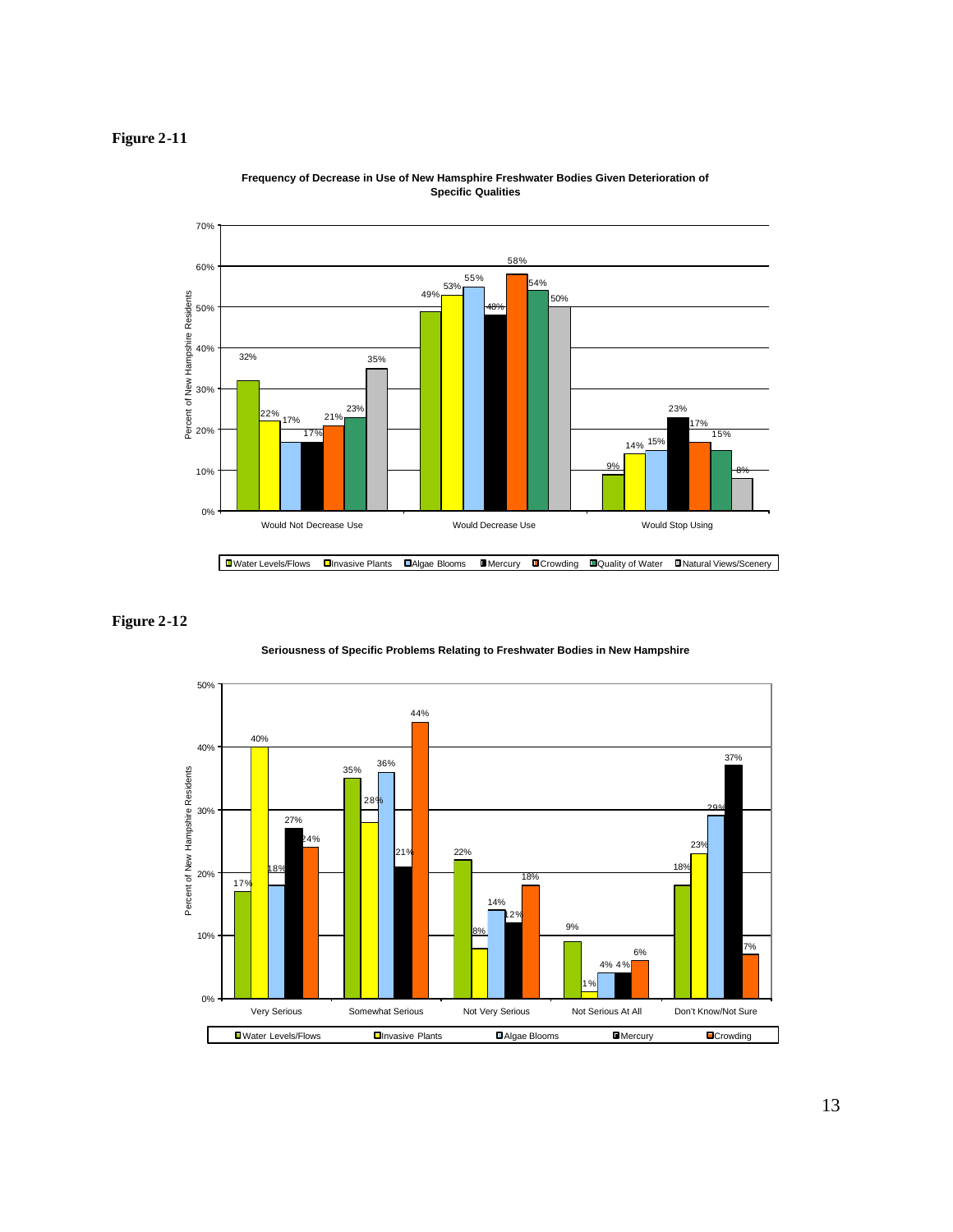**Figure 2-11**

**Frequency of Decrease in Use of New Hamsphire Freshwater Bodies Given Deterioration of Specific Qualities**

| | Water Levels/Flows | Invasive Plants | Algae Blooms | Mercury | Crowding | Quality of Water | Natural Views/Scenery |
|---|---|---|---|---|---|---|---|
| Would Not Decrease Use | 32% | 22% | 17% | 17% | 21% | 23% | 35% |
| Would Decrease Use | 49% | 53% | 55% | 48% | 58% | 54% | 50% |
| Would Stop Using | 9% | 14% | 15% | 23% | 17% | 15% | 8% |

**Figure 2-12**

**Seriousness of Specific Problems Relating to Freshwater Bodies in New Hampshire**

| | Water Levels/Flows | Invasive Plants | Algae Blooms | Mercury | Crowding |
|---|---|---|---|---|---|
| Very Serious | 17% | 40% | 18% | 27% | 24% |
| Somewhat Serious | 35% | 28% | 36% | 21% | 44% |
| Not Very Serious | 22% | 8% | 14% | 12% | 18% |
| Not Serious At All | 9% | 1% | 4% | 4% | 6% |
| Don't Know/Not Sure | 18% | 23% | 29% | 37% | 7% |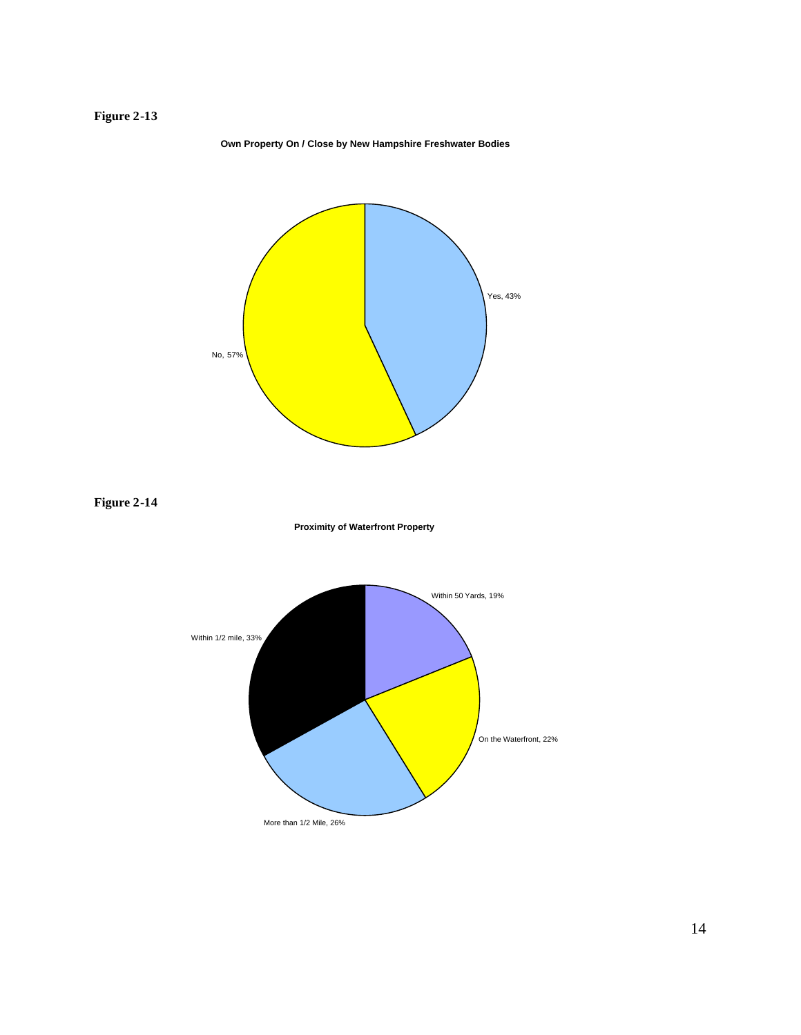**Figure 2-13**

**Own Property On / Close by New Hampshire Freshwater Bodies**

Yes, 43%

No, 57%

**Figure 2-14**

**Proximity of Waterfront Property**

Within 50 Yards, 19%

Within 1/2 mile, 33%

On the Waterfront, 22%

More than 1/2 Mile, 26%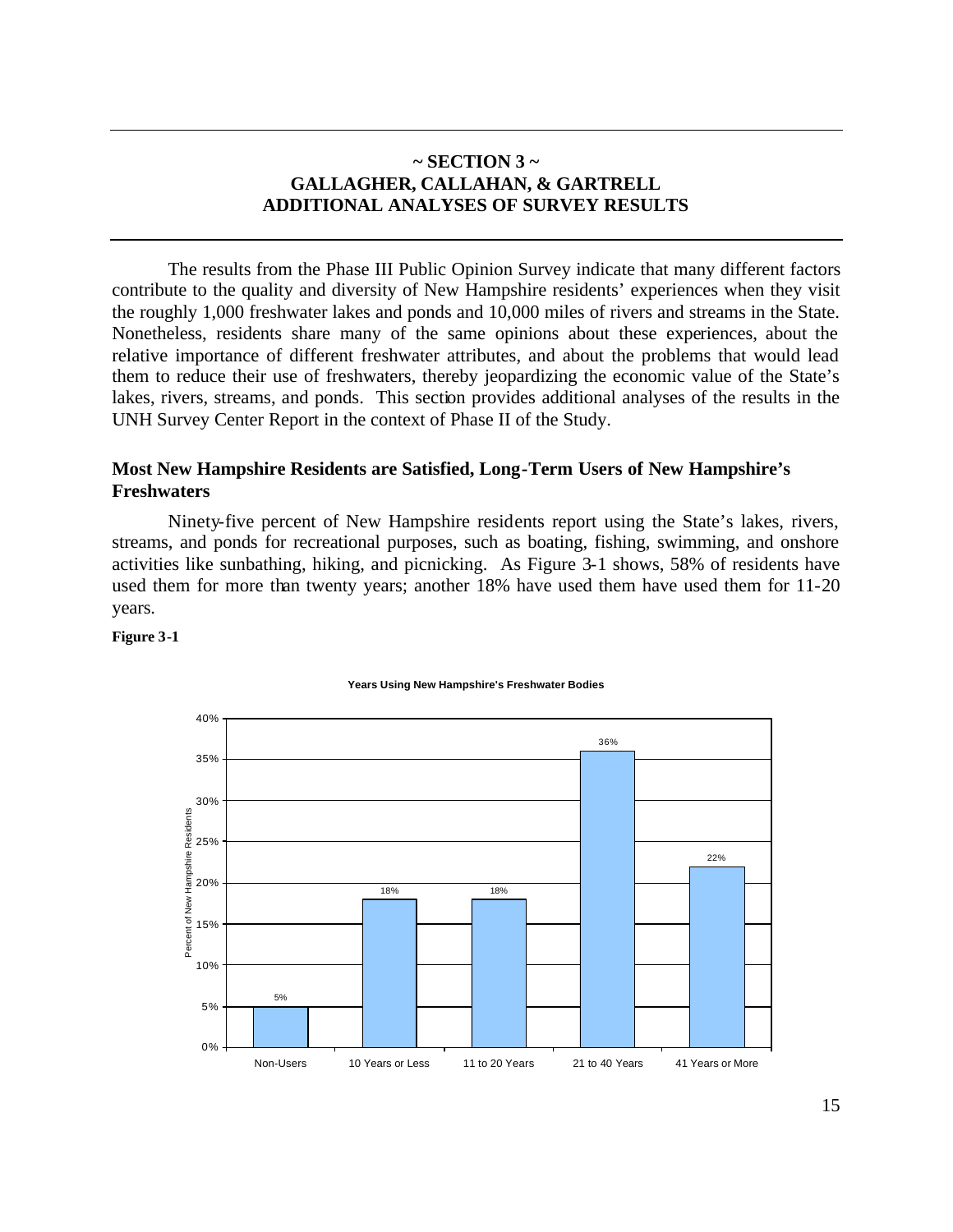# ~ SECTION 3 ~
# GALLAGHER, CALLAHAN, & GARTRELL
# ADDITIONAL ANALYSES OF SURVEY RESULTS

The results from the Phase III Public Opinion Survey indicate that many different factors contribute to the quality and diversity of New Hampshire residents' experiences when they visit the roughly 1,000 freshwater lakes and ponds and 10,000 miles of rivers and streams in the State. Nonetheless, residents share many of the same opinions about these experiences, about the relative importance of different freshwater attributes, and about the problems that would lead them to reduce their use of freshwaters, thereby jeopardizing the economic value of the State's lakes, rivers, streams, and ponds. This section provides additional analyses of the results in the UNH Survey Center Report in the context of Phase II of the Study.

## Most New Hampshire Residents are Satisfied, Long-Term Users of New Hampshire's Freshwaters

Ninety-five percent of New Hampshire residents report using the State's lakes, rivers, streams, and ponds for recreational purposes, such as boating, fishing, swimming, and onshore activities like sunbathing, hiking, and picnicking. As Figure 3-1 shows, 58% of residents have used them for more than twenty years; another 18% have used them have used them for 11-20 years.

**Figure 3-1**

**Years Using New Hampshire's Freshwater Bodies**

| Years Using | Percent of New Hampshire Residents |
|---|---|
| Non-Users | 5% |
| 10 Years or Less | 18% |
| 11 to 20 Years | 18% |
| 21 to 40 Years | 36% |
| 41 Years or More | 22% |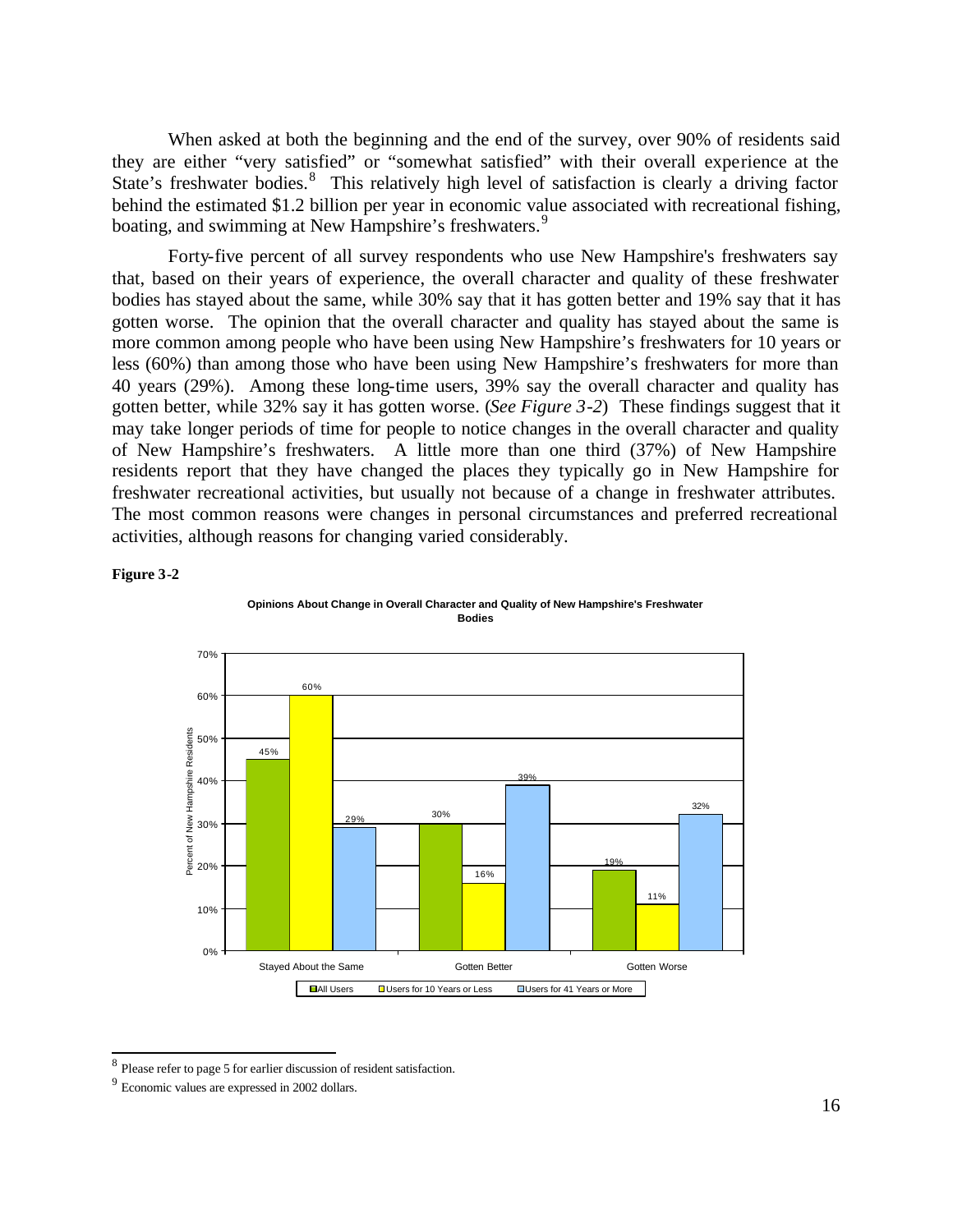When asked at both the beginning and the end of the survey, over 90% of residents said they are either "very satisfied" or "somewhat satisfied" with their overall experience at the State's freshwater bodies.[8] This relatively high level of satisfaction is clearly a driving factor behind the estimated $1.2 billion per year in economic value associated with recreational fishing, boating, and swimming at New Hampshire's freshwaters.[9]

Forty-five percent of all survey respondents who use New Hampshire's freshwaters say that, based on their years of experience, the overall character and quality of these freshwater bodies has stayed about the same, while 30% say that it has gotten better and 19% say that it has gotten worse. The opinion that the overall character and quality has stayed about the same is more common among people who have been using New Hampshire's freshwaters for 10 years or less (60%) than among those who have been using New Hampshire's freshwaters for more than 40 years (29%). Among these long-time users, 39% say the overall character and quality has gotten better, while 32% say it has gotten worse. (*See Figure 3-2*) These findings suggest that it may take longer periods of time for people to notice changes in the overall character and quality of New Hampshire's freshwaters. A little more than one third (37%) of New Hampshire residents report that they have changed the places they typically go in New Hampshire for freshwater recreational activities, but usually not because of a change in freshwater attributes. The most common reasons were changes in personal circumstances and preferred recreational activities, although reasons for changing varied considerably.

**Figure 3-2**

**Opinions About Change in Overall Character and Quality of New Hampshire's Freshwater Bodies**

| Percent of New Hampshire Residents | All Users | Users for 10 Years or Less | Users for 41 Years or More |
|---|---|---|---|
| Stayed About the Same | 45% | 60% | 29% |
| Gotten Better | 30% | 16% | 39% |
| Gotten Worse | 19% | 11% | 32% |

[8] Please refer to page 5 for earlier discussion of resident satisfaction.

[9] Economic values are expressed in 2002 dollars.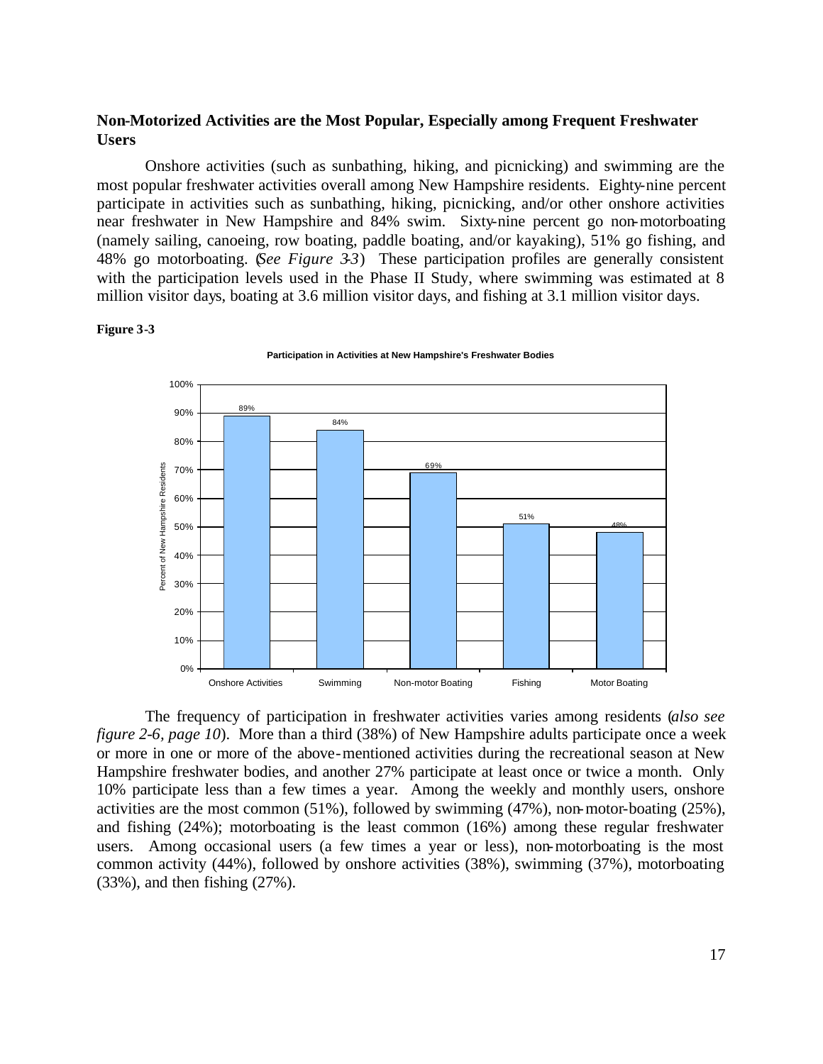## Non-Motorized Activities are the Most Popular, Especially among Frequent Freshwater Users

Onshore activities (such as sunbathing, hiking, and picnicking) and swimming are the most popular freshwater activities overall among New Hampshire residents. Eighty-nine percent participate in activities such as sunbathing, hiking, picnicking, and/or other onshore activities near freshwater in New Hampshire and 84% swim. Sixty-nine percent go non-motorboating (namely sailing, canoeing, row boating, paddle boating, and/or kayaking), 51% go fishing, and 48% go motorboating. (*See Figure 3-3*) These participation profiles are generally consistent with the participation levels used in the Phase II Study, where swimming was estimated at 8 million visitor days, boating at 3.6 million visitor days, and fishing at 3.1 million visitor days.

**Figure 3-3**

**Participation in Activities at New Hampshire's Freshwater Bodies**

| Activity | Percent of New Hampshire Residents |
|---|---|
| Onshore Activities | 89% |
| Swimming | 84% |
| Non-motor Boating | 69% |
| Fishing | 51% |
| Motor Boating | 48% |

The frequency of participation in freshwater activities varies among residents (*also see figure 2-6, page 10*). More than a third (38%) of New Hampshire adults participate once a week or more in one or more of the above-mentioned activities during the recreational season at New Hampshire freshwater bodies, and another 27% participate at least once or twice a month. Only 10% participate less than a few times a year. Among the weekly and monthly users, onshore activities are the most common (51%), followed by swimming (47%), non-motor-boating (25%), and fishing (24%); motorboating is the least common (16%) among these regular freshwater users. Among occasional users (a few times a year or less), non-motorboating is the most common activity (44%), followed by onshore activities (38%), swimming (37%), motorboating (33%), and then fishing (27%).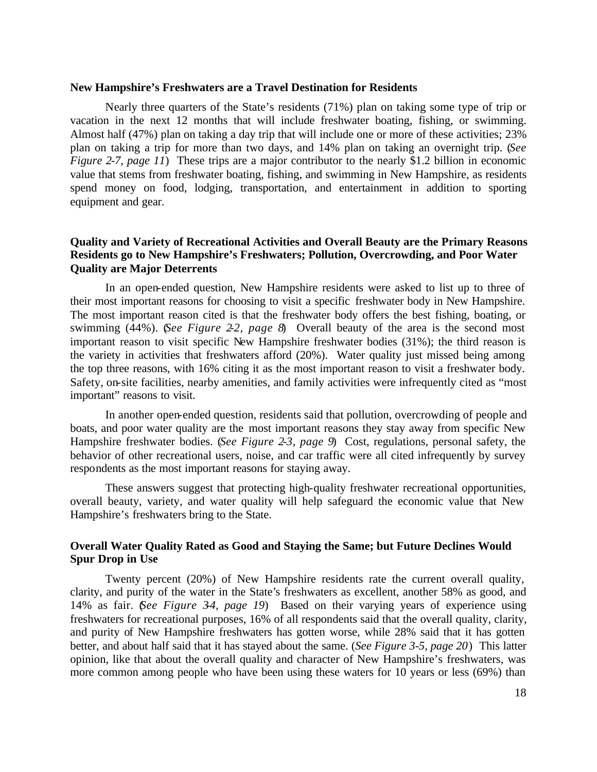**New Hampshire's Freshwaters are a Travel Destination for Residents**

Nearly three quarters of the State's residents (71%) plan on taking some type of trip or vacation in the next 12 months that will include freshwater boating, fishing, or swimming. Almost half (47%) plan on taking a day trip that will include one or more of these activities; 23% plan on taking a trip for more than two days, and 14% plan on taking an overnight trip. (*See Figure 2-7, page 11*) These trips are a major contributor to the nearly $1.2 billion in economic value that stems from freshwater boating, fishing, and swimming in New Hampshire, as residents spend money on food, lodging, transportation, and entertainment in addition to sporting equipment and gear.

**Quality and Variety of Recreational Activities and Overall Beauty are the Primary Reasons Residents go to New Hampshire's Freshwaters; Pollution, Overcrowding, and Poor Water Quality are Major Deterrents**

In an open-ended question, New Hampshire residents were asked to list up to three of their most important reasons for choosing to visit a specific freshwater body in New Hampshire. The most important reason cited is that the freshwater body offers the best fishing, boating, or swimming (44%). (*See Figure 2-2, page 8*) Overall beauty of the area is the second most important reason to visit specific New Hampshire freshwater bodies (31%); the third reason is the variety in activities that freshwaters afford (20%). Water quality just missed being among the top three reasons, with 16% citing it as the most important reason to visit a freshwater body. Safety, on-site facilities, nearby amenities, and family activities were infrequently cited as "most important" reasons to visit.

In another open-ended question, residents said that pollution, overcrowding of people and boats, and poor water quality are the most important reasons they stay away from specific New Hampshire freshwater bodies. (*See Figure 2-3, page 9*) Cost, regulations, personal safety, the behavior of other recreational users, noise, and car traffic were all cited infrequently by survey respondents as the most important reasons for staying away.

These answers suggest that protecting high-quality freshwater recreational opportunities, overall beauty, variety, and water quality will help safeguard the economic value that New Hampshire's freshwaters bring to the State.

**Overall Water Quality Rated as Good and Staying the Same; but Future Declines Would Spur Drop in Use**

Twenty percent (20%) of New Hampshire residents rate the current overall quality, clarity, and purity of the water in the State's freshwaters as excellent, another 58% as good, and 14% as fair. (*See Figure 3-4, page 19*) Based on their varying years of experience using freshwaters for recreational purposes, 16% of all respondents said that the overall quality, clarity, and purity of New Hampshire freshwaters has gotten worse, while 28% said that it has gotten better, and about half said that it has stayed about the same. (*See Figure 3-5, page 20*) This latter opinion, like that about the overall quality and character of New Hampshire's freshwaters, was more common among people who have been using these waters for 10 years or less (69%) than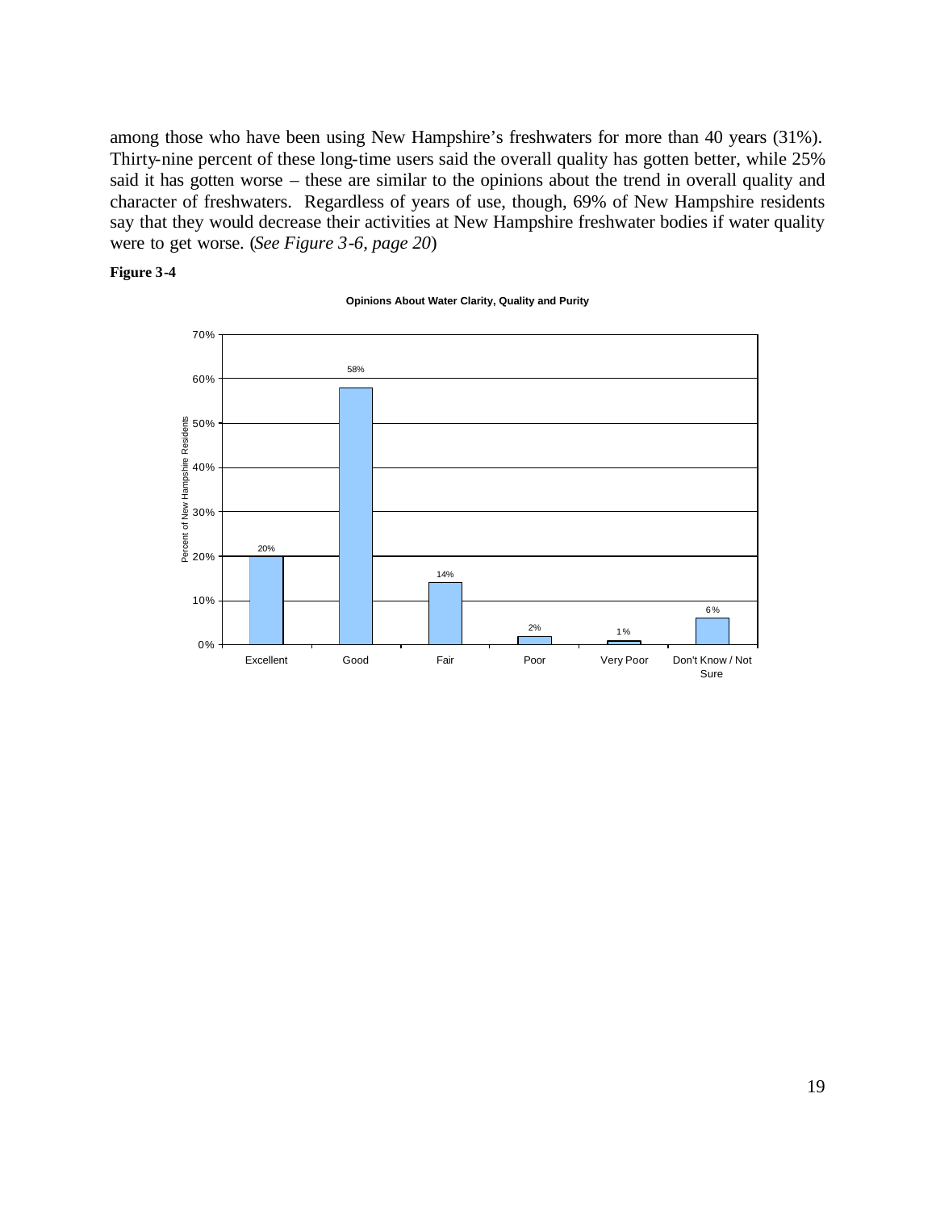among those who have been using New Hampshire's freshwaters for more than 40 years (31%). Thirty-nine percent of these long-time users said the overall quality has gotten better, while 25% said it has gotten worse – these are similar to the opinions about the trend in overall quality and character of freshwaters. Regardless of years of use, though, 69% of New Hampshire residents say that they would decrease their activities at New Hampshire freshwater bodies if water quality were to get worse. (*See Figure 3-6, page 20*)

**Figure 3-4**

**Opinions About Water Clarity, Quality and Purity**

| Response | Percent of New Hampshire Residents |
| --- | --- |
| Excellent | 20% |
| Good | 58% |
| Fair | 14% |
| Poor | 2% |
| Very Poor | 1% |
| Don't Know / Not Sure | 6% |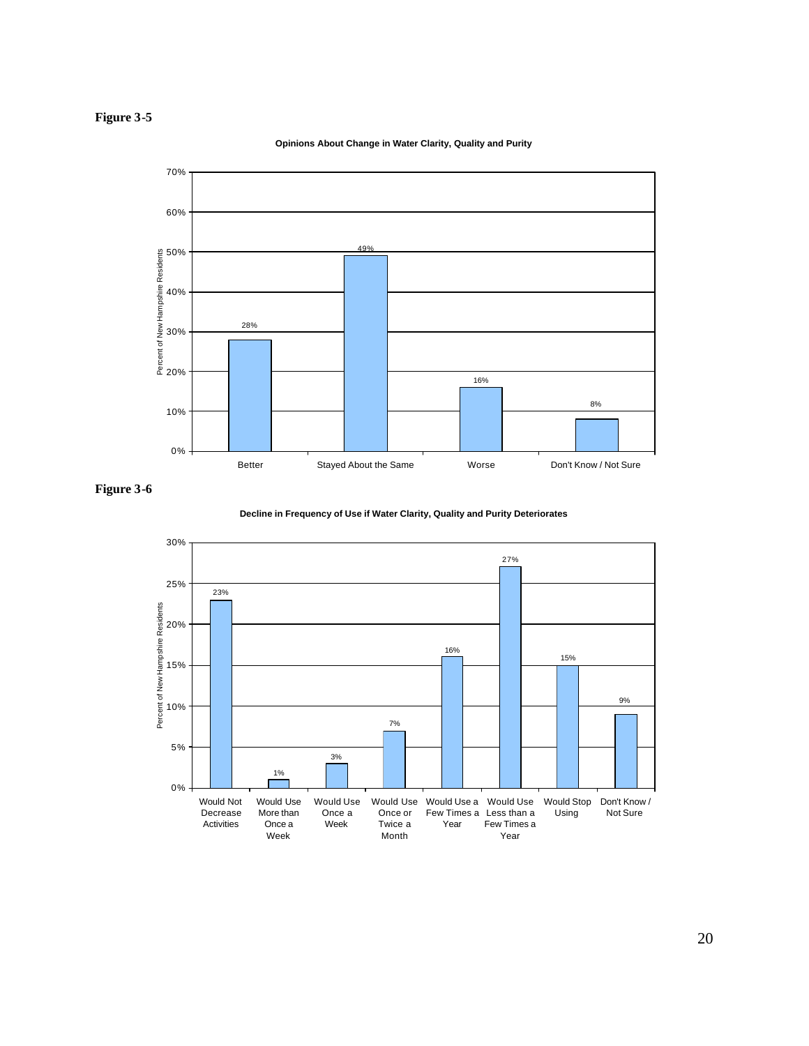**Figure 3-5**

**Opinions About Change in Water Clarity, Quality and Purity**

| Response | Percent of New Hampshire Residents |
|---|---|
| Better | 28% |
| Stayed About the Same | 49% |
| Worse | 16% |
| Don't Know / Not Sure | 8% |

**Figure 3-6**

**Decline in Frequency of Use if Water Clarity, Quality and Purity Deteriorates**

| Response | Percent of New Hampshire Residents |
|---|---|
| Would Not Decrease Activities | 23% |
| Would Use More than Once a Week | 1% |
| Would Use Once a Week | 3% |
| Would Use Once or Twice a Month | 7% |
| Would Use a Few Times a Year | 16% |
| Would Use Less than a Few Times a Year | 27% |
| Would Stop Using | 15% |
| Don't Know / Not Sure | 9% |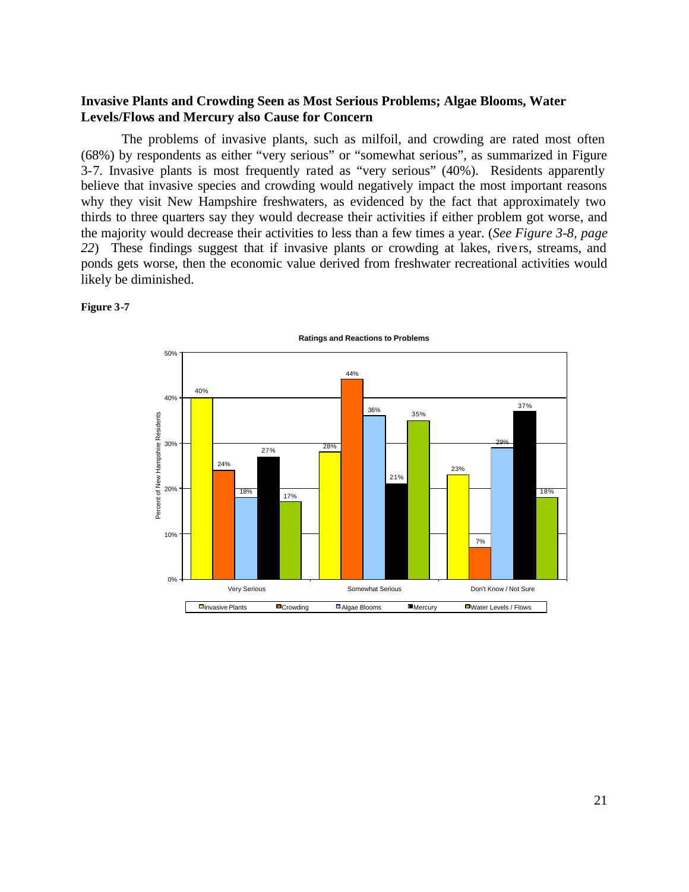## Invasive Plants and Crowding Seen as Most Serious Problems; Algae Blooms, Water Levels/Flows and Mercury also Cause for Concern

The problems of invasive plants, such as milfoil, and crowding are rated most often (68%) by respondents as either "very serious" or "somewhat serious", as summarized in Figure 3-7. Invasive plants is most frequently rated as "very serious" (40%). Residents apparently believe that invasive species and crowding would negatively impact the most important reasons why they visit New Hampshire freshwaters, as evidenced by the fact that approximately two thirds to three quarters say they would decrease their activities if either problem got worse, and the majority would decrease their activities to less than a few times a year. (*See Figure 3-8, page 22*) These findings suggest that if invasive plants or crowding at lakes, rivers, streams, and ponds gets worse, then the economic value derived from freshwater recreational activities would likely be diminished.

**Figure 3-7**

**Ratings and Reactions to Problems**

Percent of New Hampshire Residents

| | Very Serious | Somewhat Serious | Don't Know / Not Sure |
|---|---|---|---|
| Invasive Plants | 40% | 28% | 23% |
| Crowding | 24% | 44% | 7% |
| Algae Blooms | 18% | 36% | 29% |
| Mercury | 27% | 21% | 37% |
| Water Levels / Flows | 17% | 35% | 18% |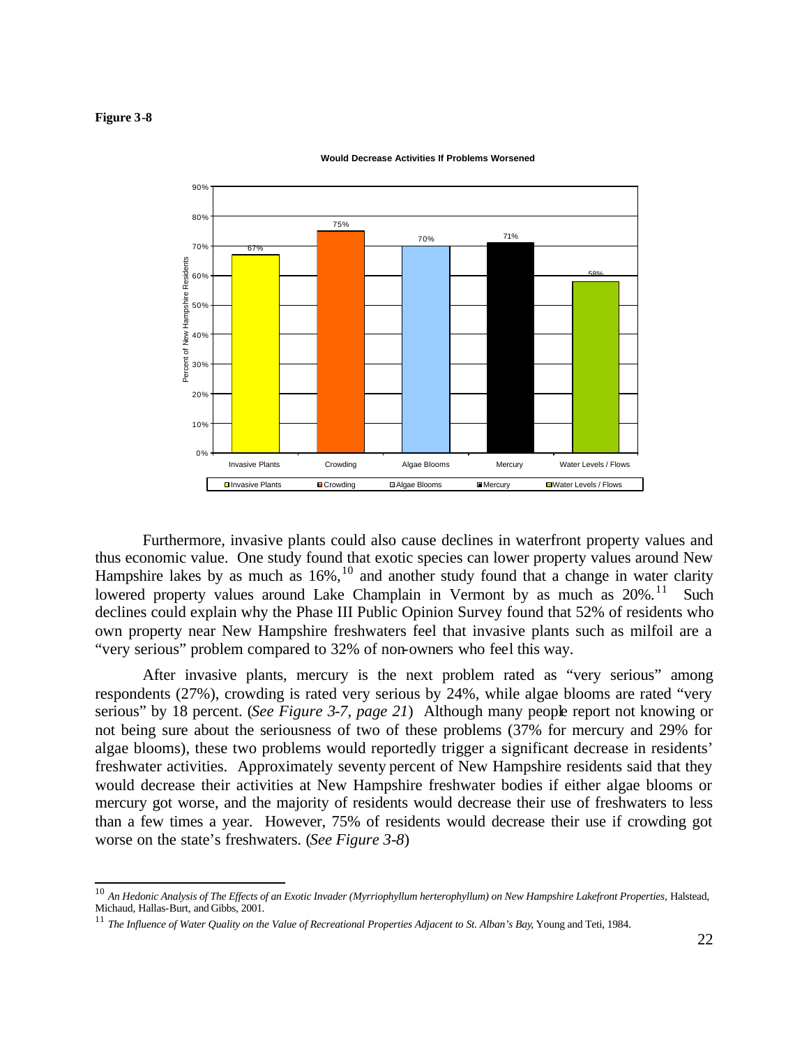**Figure 3-8**

**Would Decrease Activities If Problems Worsened**

| | Invasive Plants | Crowding | Algae Blooms | Mercury | Water Levels / Flows |
|---|---|---|---|---|---|
| Percent of New Hampshire Residents | 67% | 75% | 70% | 71% | 58% |

Furthermore, invasive plants could also cause declines in waterfront property values and thus economic value. One study found that exotic species can lower property values around New Hampshire lakes by as much as 16%,[10] and another study found that a change in water clarity lowered property values around Lake Champlain in Vermont by as much as 20%.[11] Such declines could explain why the Phase III Public Opinion Survey found that 52% of residents who own property near New Hampshire freshwaters feel that invasive plants such as milfoil are a "very serious" problem compared to 32% of non-owners who feel this way.

After invasive plants, mercury is the next problem rated as "very serious" among respondents (27%), crowding is rated very serious by 24%, while algae blooms are rated "very serious" by 18 percent. (*See Figure 3-7, page 21*) Although many people report not knowing or not being sure about the seriousness of two of these problems (37% for mercury and 29% for algae blooms), these two problems would reportedly trigger a significant decrease in residents' freshwater activities. Approximately seventy percent of New Hampshire residents said that they would decrease their activities at New Hampshire freshwater bodies if either algae blooms or mercury got worse, and the majority of residents would decrease their use of freshwaters to less than a few times a year. However, 75% of residents would decrease their use if crowding got worse on the state's freshwaters. (*See Figure 3-8*)

---

[10] *An Hedonic Analysis of The Effects of an Exotic Invader (Myrriophyllum herterophyllum) on New Hampshire Lakefront Properties*, Halstead, Michaud, Hallas-Burt, and Gibbs, 2001.

[11] *The Influence of Water Quality on the Value of Recreational Properties Adjacent to St. Alban's Bay*, Young and Teti, 1984.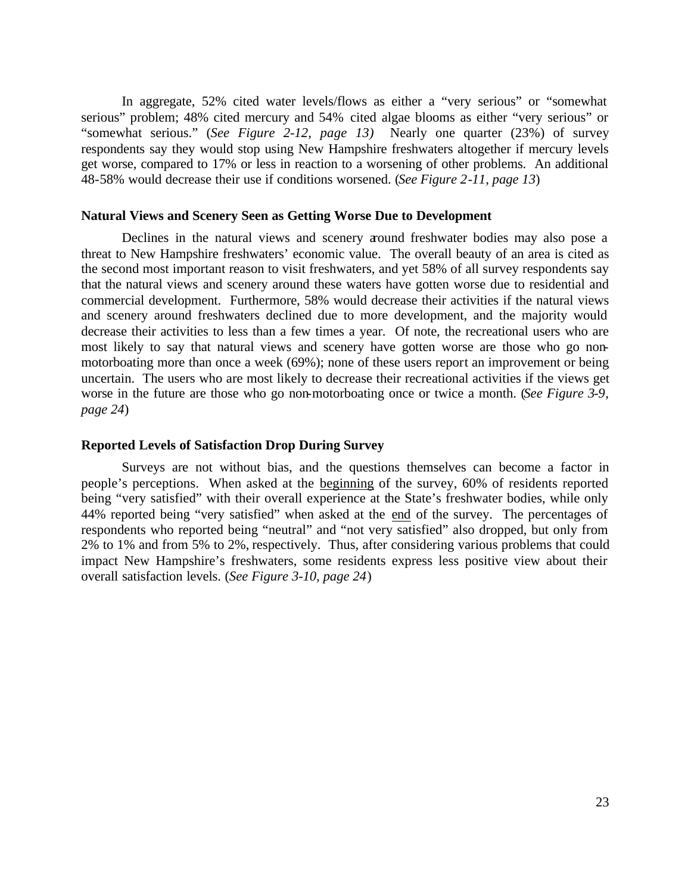In aggregate, 52% cited water levels/flows as either a "very serious" or "somewhat serious" problem; 48% cited mercury and 54% cited algae blooms as either "very serious" or "somewhat serious." (*See Figure 2-12, page 13)* Nearly one quarter (23%) of survey respondents say they would stop using New Hampshire freshwaters altogether if mercury levels get worse, compared to 17% or less in reaction to a worsening of other problems. An additional 48-58% would decrease their use if conditions worsened. (*See Figure 2-11, page 13*)

### Natural Views and Scenery Seen as Getting Worse Due to Development

Declines in the natural views and scenery around freshwater bodies may also pose a threat to New Hampshire freshwaters' economic value. The overall beauty of an area is cited as the second most important reason to visit freshwaters, and yet 58% of all survey respondents say that the natural views and scenery around these waters have gotten worse due to residential and commercial development. Furthermore, 58% would decrease their activities if the natural views and scenery around freshwaters declined due to more development, and the majority would decrease their activities to less than a few times a year. Of note, the recreational users who are most likely to say that natural views and scenery have gotten worse are those who go non-motorboating more than once a week (69%); none of these users report an improvement or being uncertain. The users who are most likely to decrease their recreational activities if the views get worse in the future are those who go non-motorboating once or twice a month. (*See Figure 3-9, page 24*)

### Reported Levels of Satisfaction Drop During Survey

Surveys are not without bias, and the questions themselves can become a factor in people's perceptions. When asked at the <u>beginning</u> of the survey, 60% of residents reported being "very satisfied" with their overall experience at the State's freshwater bodies, while only 44% reported being "very satisfied" when asked at the <u>end</u> of the survey. The percentages of respondents who reported being "neutral" and "not very satisfied" also dropped, but only from 2% to 1% and from 5% to 2%, respectively. Thus, after considering various problems that could impact New Hampshire's freshwaters, some residents express less positive view about their overall satisfaction levels. (*See Figure 3-10, page 24*)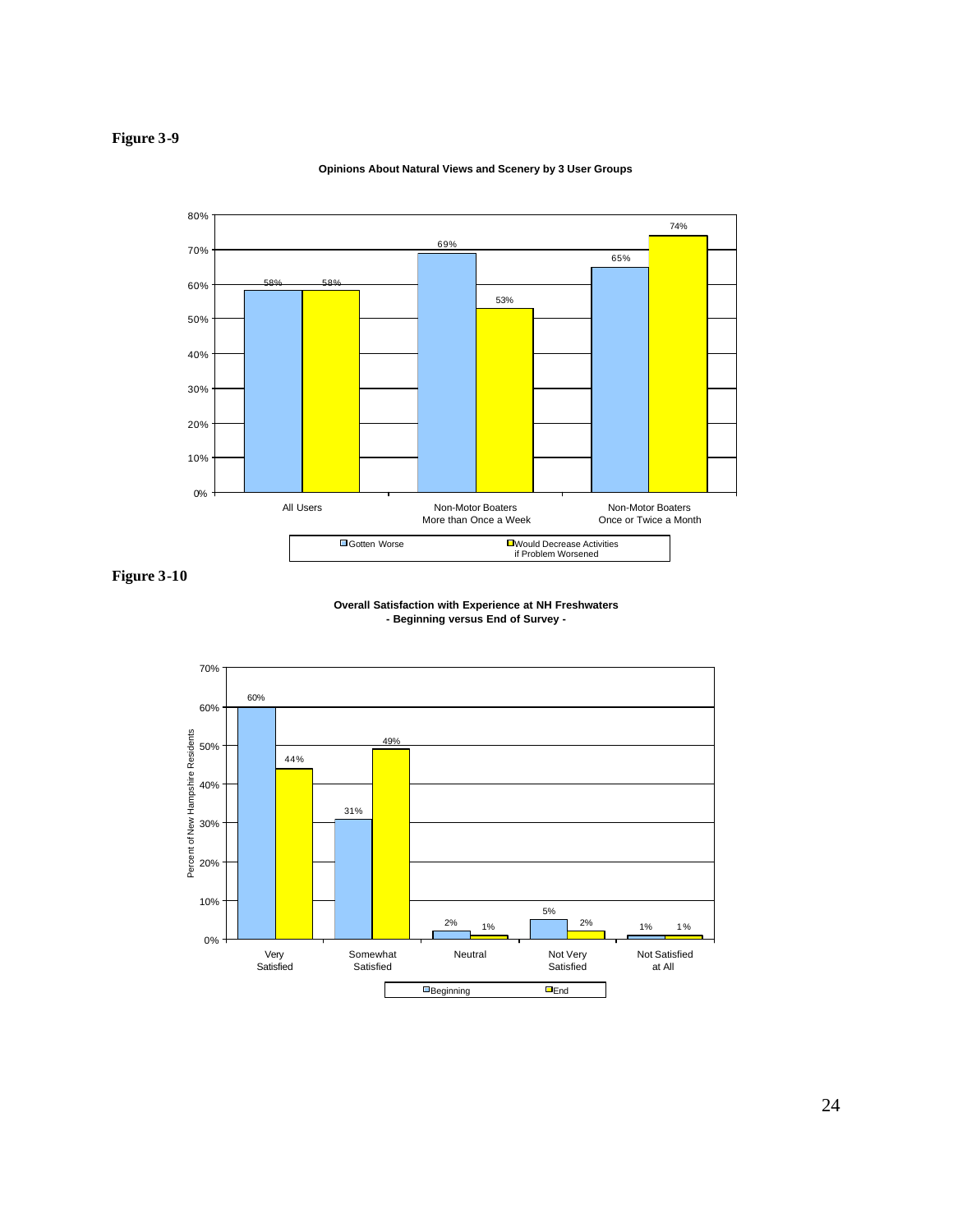**Figure 3-9**

**Opinions About Natural Views and Scenery by 3 User Groups**

| | Gotten Worse | Would Decrease Activities if Problem Worsened |
|---|---|---|
| All Users | 58% | 58% |
| Non-Motor Boaters More than Once a Week | 69% | 53% |
| Non-Motor Boaters Once or Twice a Month | 65% | 74% |

**Figure 3-10**

**Overall Satisfaction with Experience at NH Freshwaters**
**- Beginning versus End of Survey -**

Percent of New Hampshire Residents

| | Beginning | End |
|---|---|---|
| Very Satisfied | 60% | 44% |
| Somewhat Satisfied | 31% | 49% |
| Neutral | 2% | 1% |
| Not Very Satisfied | 5% | 2% |
| Not Satisfied at All | 1% | 1% |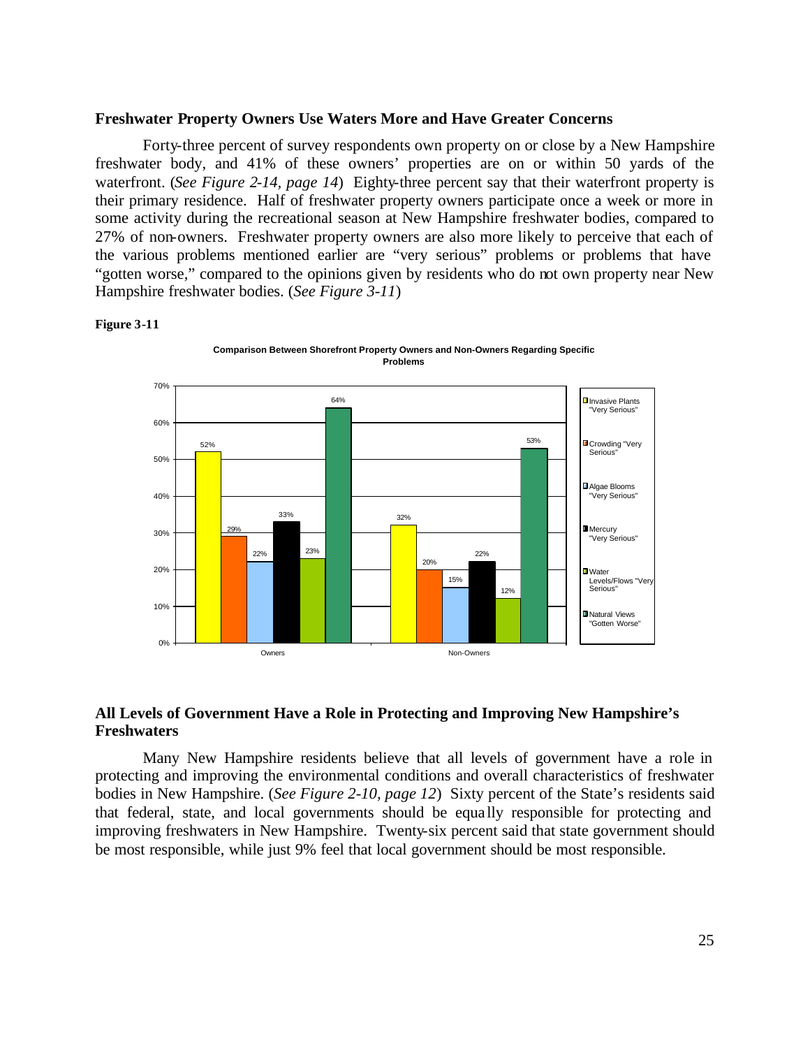### Freshwater Property Owners Use Waters More and Have Greater Concerns

Forty-three percent of survey respondents own property on or close by a New Hampshire freshwater body, and 41% of these owners' properties are on or within 50 yards of the waterfront. (*See Figure 2-14, page 14*) Eighty-three percent say that their waterfront property is their primary residence. Half of freshwater property owners participate once a week or more in some activity during the recreational season at New Hampshire freshwater bodies, compared to 27% of non-owners. Freshwater property owners are also more likely to perceive that each of the various problems mentioned earlier are "very serious" problems or problems that have "gotten worse," compared to the opinions given by residents who do not own property near New Hampshire freshwater bodies. (*See Figure 3-11*)

**Figure 3-11**

**Comparison Between Shorefront Property Owners and Non-Owners Regarding Specific Problems**

| | Owners | Non-Owners |
|---|---|---|
| Invasive Plants "Very Serious" | 52% | 32% |
| Crowding "Very Serious" | 29% | 20% |
| Algae Blooms "Very Serious" | 22% | 15% |
| Mercury "Very Serious" | 33% | 22% |
| Water Levels/Flows "Very Serious" | 23% | 12% |
| Natural Views "Gotten Worse" | 64% | 53% |

### All Levels of Government Have a Role in Protecting and Improving New Hampshire's Freshwaters

Many New Hampshire residents believe that all levels of government have a role in protecting and improving the environmental conditions and overall characteristics of freshwater bodies in New Hampshire. (*See Figure 2-10, page 12*) Sixty percent of the State's residents said that federal, state, and local governments should be equally responsible for protecting and improving freshwaters in New Hampshire. Twenty-six percent said that state government should be most responsible, while just 9% feel that local government should be most responsible.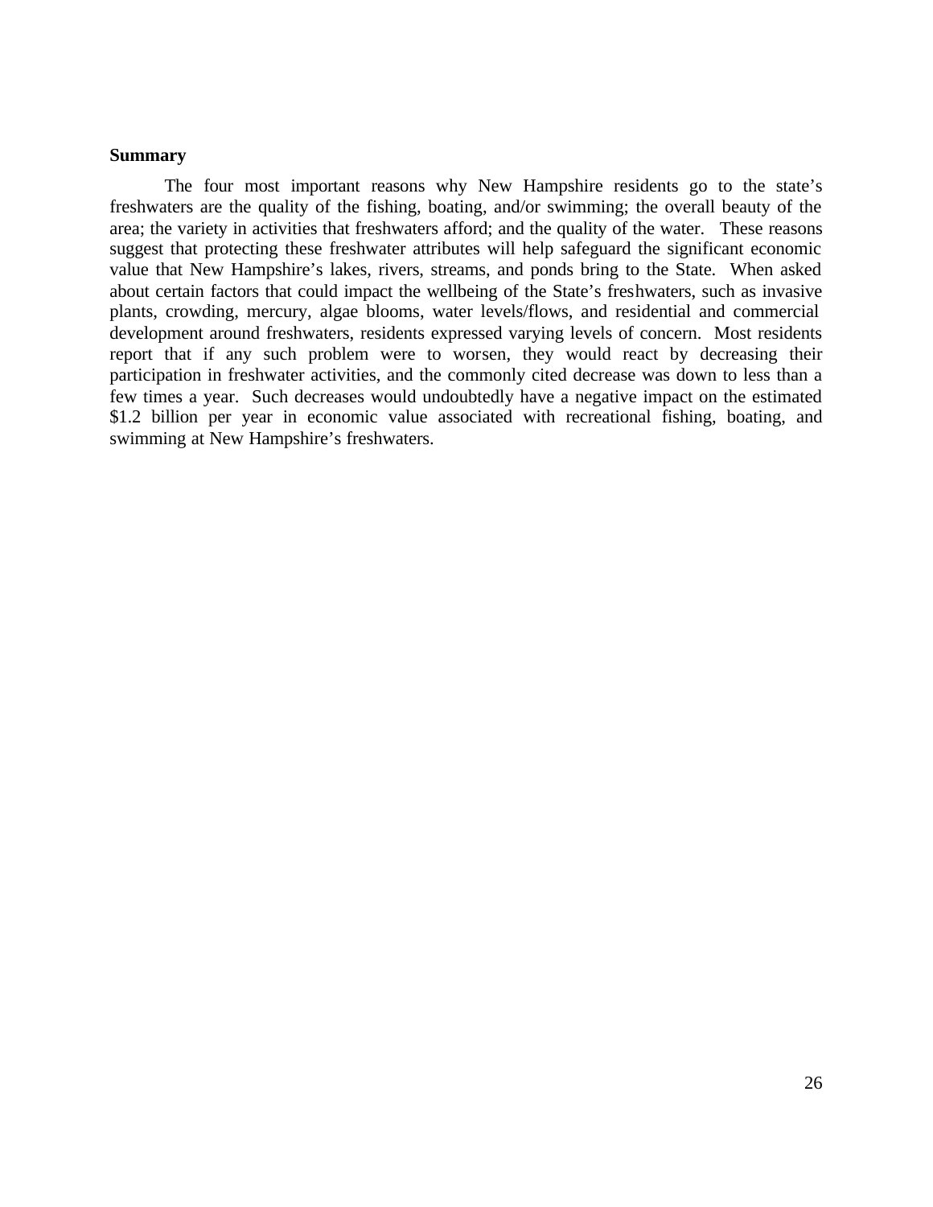**Summary**

The four most important reasons why New Hampshire residents go to the state's freshwaters are the quality of the fishing, boating, and/or swimming; the overall beauty of the area; the variety in activities that freshwaters afford; and the quality of the water. These reasons suggest that protecting these freshwater attributes will help safeguard the significant economic value that New Hampshire's lakes, rivers, streams, and ponds bring to the State. When asked about certain factors that could impact the wellbeing of the State's freshwaters, such as invasive plants, crowding, mercury, algae blooms, water levels/flows, and residential and commercial development around freshwaters, residents expressed varying levels of concern. Most residents report that if any such problem were to worsen, they would react by decreasing their participation in freshwater activities, and the commonly cited decrease was down to less than a few times a year. Such decreases would undoubtedly have a negative impact on the estimated $1.2 billion per year in economic value associated with recreational fishing, boating, and swimming at New Hampshire's freshwaters.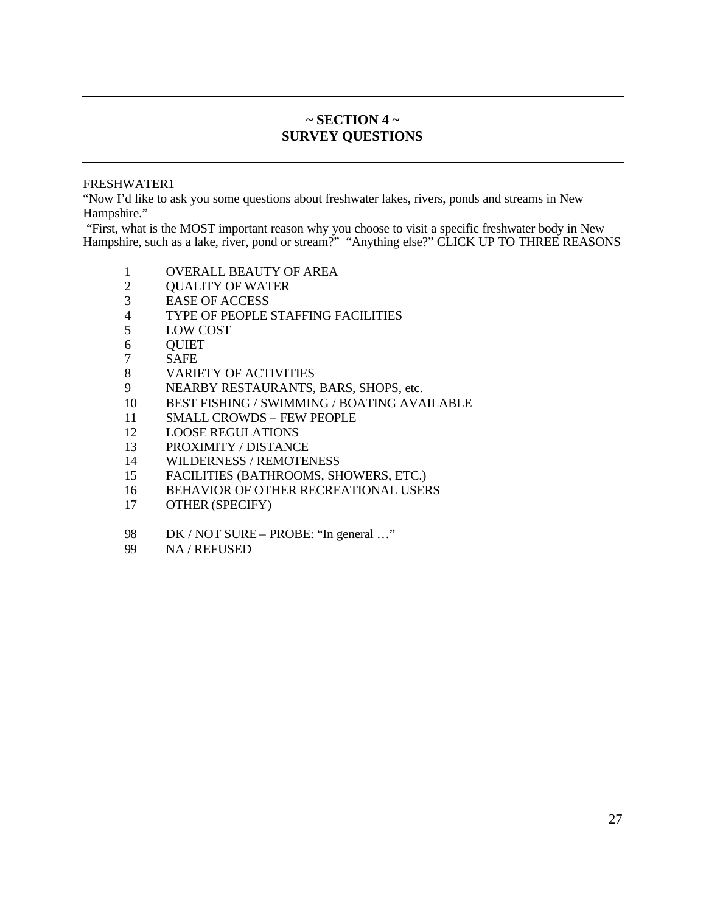# ~ SECTION 4 ~
# SURVEY QUESTIONS

FRESHWATER1

"Now I'd like to ask you some questions about freshwater lakes, rivers, ponds and streams in New Hampshire."

"First, what is the MOST important reason why you choose to visit a specific freshwater body in New Hampshire, such as a lake, river, pond or stream?" "Anything else?" CLICK UP TO THREE REASONS

1 OVERALL BEAUTY OF AREA
2 QUALITY OF WATER
3 EASE OF ACCESS
4 TYPE OF PEOPLE STAFFING FACILITIES
5 LOW COST
6 QUIET
7 SAFE
8 VARIETY OF ACTIVITIES
9 NEARBY RESTAURANTS, BARS, SHOPS, etc.
10 BEST FISHING / SWIMMING / BOATING AVAILABLE
11 SMALL CROWDS – FEW PEOPLE
12 LOOSE REGULATIONS
13 PROXIMITY / DISTANCE
14 WILDERNESS / REMOTENESS
15 FACILITIES (BATHROOMS, SHOWERS, ETC.)
16 BEHAVIOR OF OTHER RECREATIONAL USERS
17 OTHER (SPECIFY)

98 DK / NOT SURE – PROBE: "In general …"
99 NA / REFUSED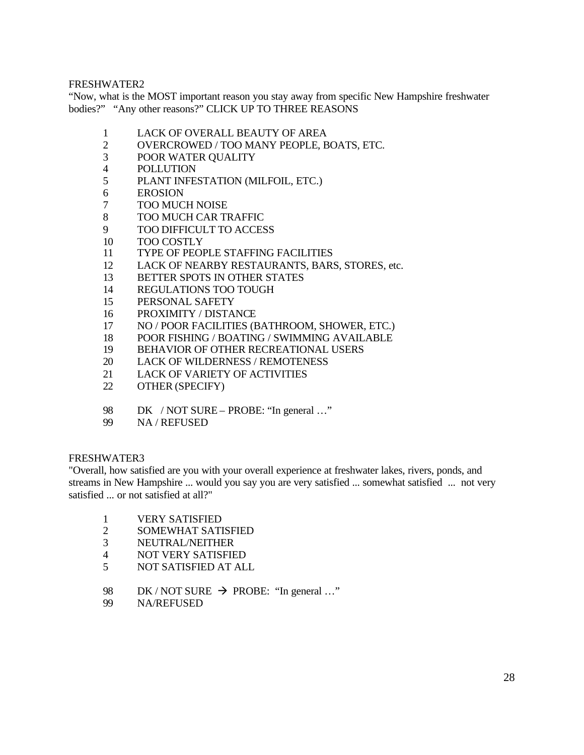FRESHWATER2

"Now, what is the MOST important reason you stay away from specific New Hampshire freshwater bodies?" "Any other reasons?" CLICK UP TO THREE REASONS

1 LACK OF OVERALL BEAUTY OF AREA
2 OVERCROWED / TOO MANY PEOPLE, BOATS, ETC.
3 POOR WATER QUALITY
4 POLLUTION
5 PLANT INFESTATION (MILFOIL, ETC.)
6 EROSION
7 TOO MUCH NOISE
8 TOO MUCH CAR TRAFFIC
9 TOO DIFFICULT TO ACCESS
10 TOO COSTLY
11 TYPE OF PEOPLE STAFFING FACILITIES
12 LACK OF NEARBY RESTAURANTS, BARS, STORES, etc.
13 BETTER SPOTS IN OTHER STATES
14 REGULATIONS TOO TOUGH
15 PERSONAL SAFETY
16 PROXIMITY / DISTANCE
17 NO / POOR FACILITIES (BATHROOM, SHOWER, ETC.)
18 POOR FISHING / BOATING / SWIMMING AVAILABLE
19 BEHAVIOR OF OTHER RECREATIONAL USERS
20 LACK OF WILDERNESS / REMOTENESS
21 LACK OF VARIETY OF ACTIVITIES
22 OTHER (SPECIFY)

98 DK / NOT SURE – PROBE: "In general …"
99 NA / REFUSED

FRESHWATER3

"Overall, how satisfied are you with your overall experience at freshwater lakes, rivers, ponds, and streams in New Hampshire ... would you say you are very satisfied ... somewhat satisfied ... not very satisfied ... or not satisfied at all?"

1 VERY SATISFIED
2 SOMEWHAT SATISFIED
3 NEUTRAL/NEITHER
4 NOT VERY SATISFIED
5 NOT SATISFIED AT ALL

98 DK / NOT SURE → PROBE: "In general …"
99 NA/REFUSED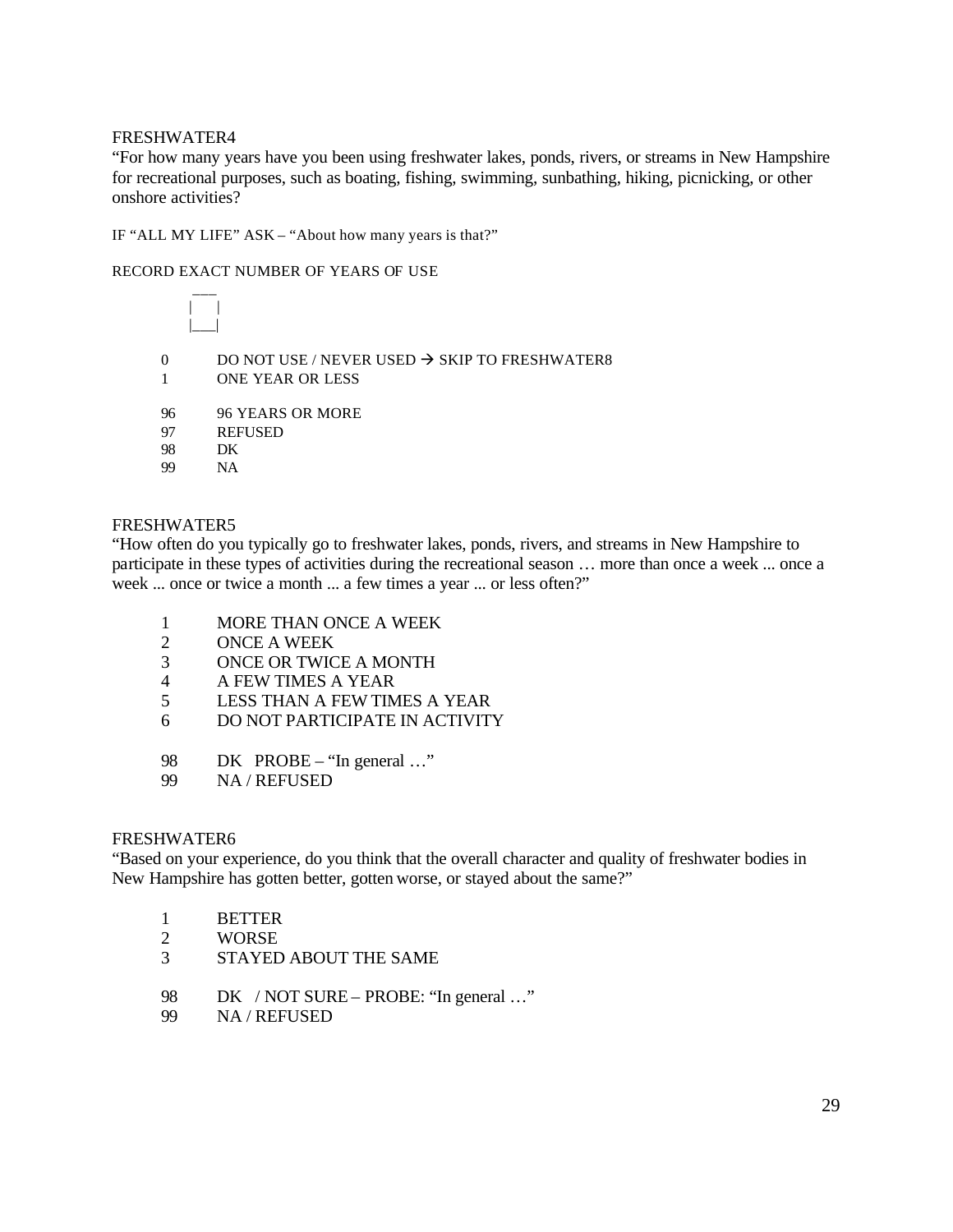FRESHWATER4

"For how many years have you been using freshwater lakes, ponds, rivers, or streams in New Hampshire for recreational purposes, such as boating, fishing, swimming, sunbathing, hiking, picnicking, or other onshore activities?

IF "ALL MY LIFE" ASK – "About how many years is that?"

RECORD EXACT NUMBER OF YEARS OF USE

```
 ___
|   |
|___|
```

- 0 DO NOT USE / NEVER USED → SKIP TO FRESHWATER8
- 1 ONE YEAR OR LESS

- 96 96 YEARS OR MORE
- 97 REFUSED
- 98 DK
- 99 NA

FRESHWATER5

"How often do you typically go to freshwater lakes, ponds, rivers, and streams in New Hampshire to participate in these types of activities during the recreational season … more than once a week ... once a week ... once or twice a month ... a few times a year ... or less often?"

- 1 MORE THAN ONCE A WEEK
- 2 ONCE A WEEK
- 3 ONCE OR TWICE A MONTH
- 4 A FEW TIMES A YEAR
- 5 LESS THAN A FEW TIMES A YEAR
- 6 DO NOT PARTICIPATE IN ACTIVITY

- 98 DK PROBE – "In general …"
- 99 NA / REFUSED

FRESHWATER6

"Based on your experience, do you think that the overall character and quality of freshwater bodies in New Hampshire has gotten better, gotten worse, or stayed about the same?"

- 1 BETTER
- 2 WORSE
- 3 STAYED ABOUT THE SAME

- 98 DK / NOT SURE – PROBE: "In general …"
- 99 NA / REFUSED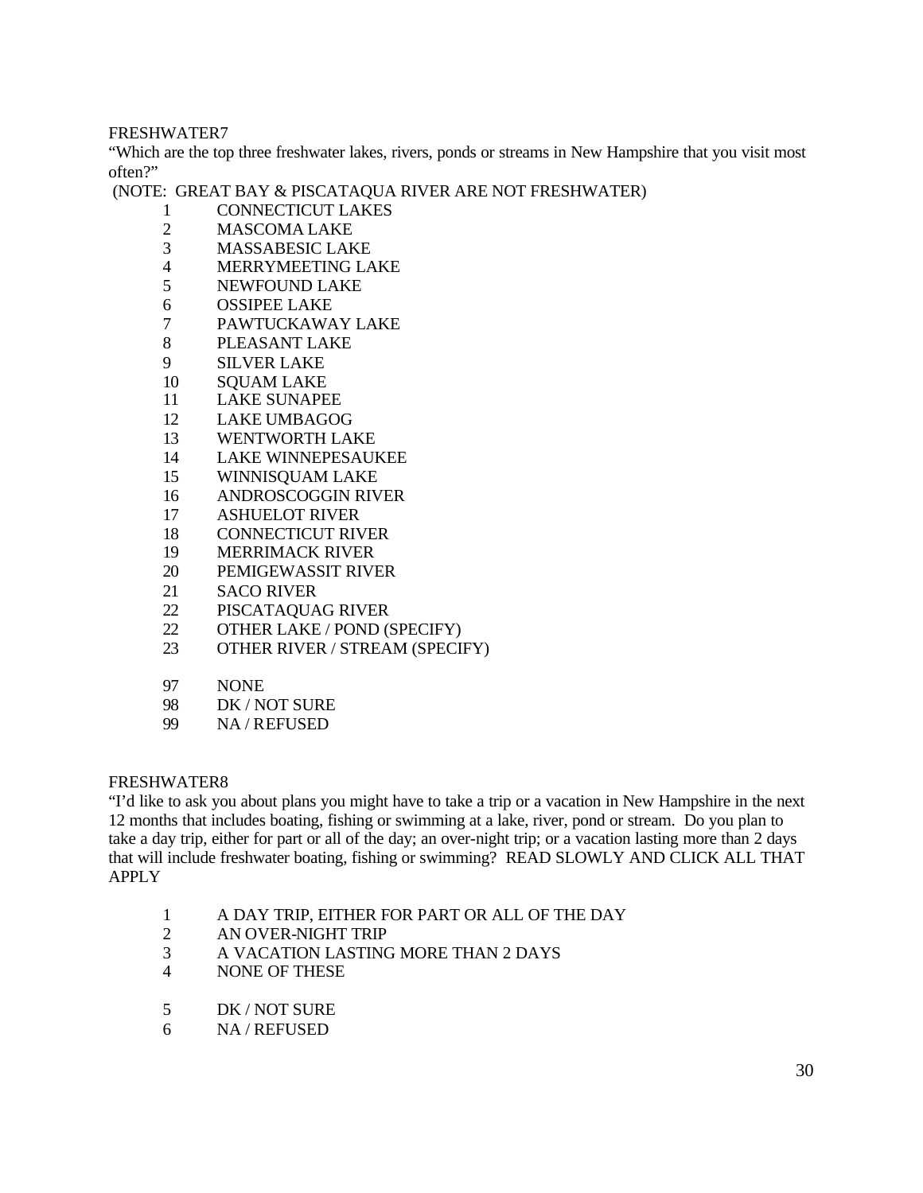FRESHWATER7

"Which are the top three freshwater lakes, rivers, ponds or streams in New Hampshire that you visit most often?"

(NOTE: GREAT BAY & PISCATAQUA RIVER ARE NOT FRESHWATER)

1 CONNECTICUT LAKES
2 MASCOMA LAKE
3 MASSABESIC LAKE
4 MERRYMEETING LAKE
5 NEWFOUND LAKE
6 OSSIPEE LAKE
7 PAWTUCKAWAY LAKE
8 PLEASANT LAKE
9 SILVER LAKE
10 SQUAM LAKE
11 LAKE SUNAPEE
12 LAKE UMBAGOG
13 WENTWORTH LAKE
14 LAKE WINNEPESAUKEE
15 WINNISQUAM LAKE
16 ANDROSCOGGIN RIVER
17 ASHUELOT RIVER
18 CONNECTICUT RIVER
19 MERRIMACK RIVER
20 PEMIGEWASSIT RIVER
21 SACO RIVER
22 PISCATAQUAG RIVER
22 OTHER LAKE / POND (SPECIFY)
23 OTHER RIVER / STREAM (SPECIFY)

97 NONE
98 DK / NOT SURE
99 NA / REFUSED

FRESHWATER8

"I'd like to ask you about plans you might have to take a trip or a vacation in New Hampshire in the next 12 months that includes boating, fishing or swimming at a lake, river, pond or stream. Do you plan to take a day trip, either for part or all of the day; an over-night trip; or a vacation lasting more than 2 days that will include freshwater boating, fishing or swimming? READ SLOWLY AND CLICK ALL THAT APPLY

1 A DAY TRIP, EITHER FOR PART OR ALL OF THE DAY
2 AN OVER-NIGHT TRIP
3 A VACATION LASTING MORE THAN 2 DAYS
4 NONE OF THESE

5 DK / NOT SURE
6 NA / REFUSED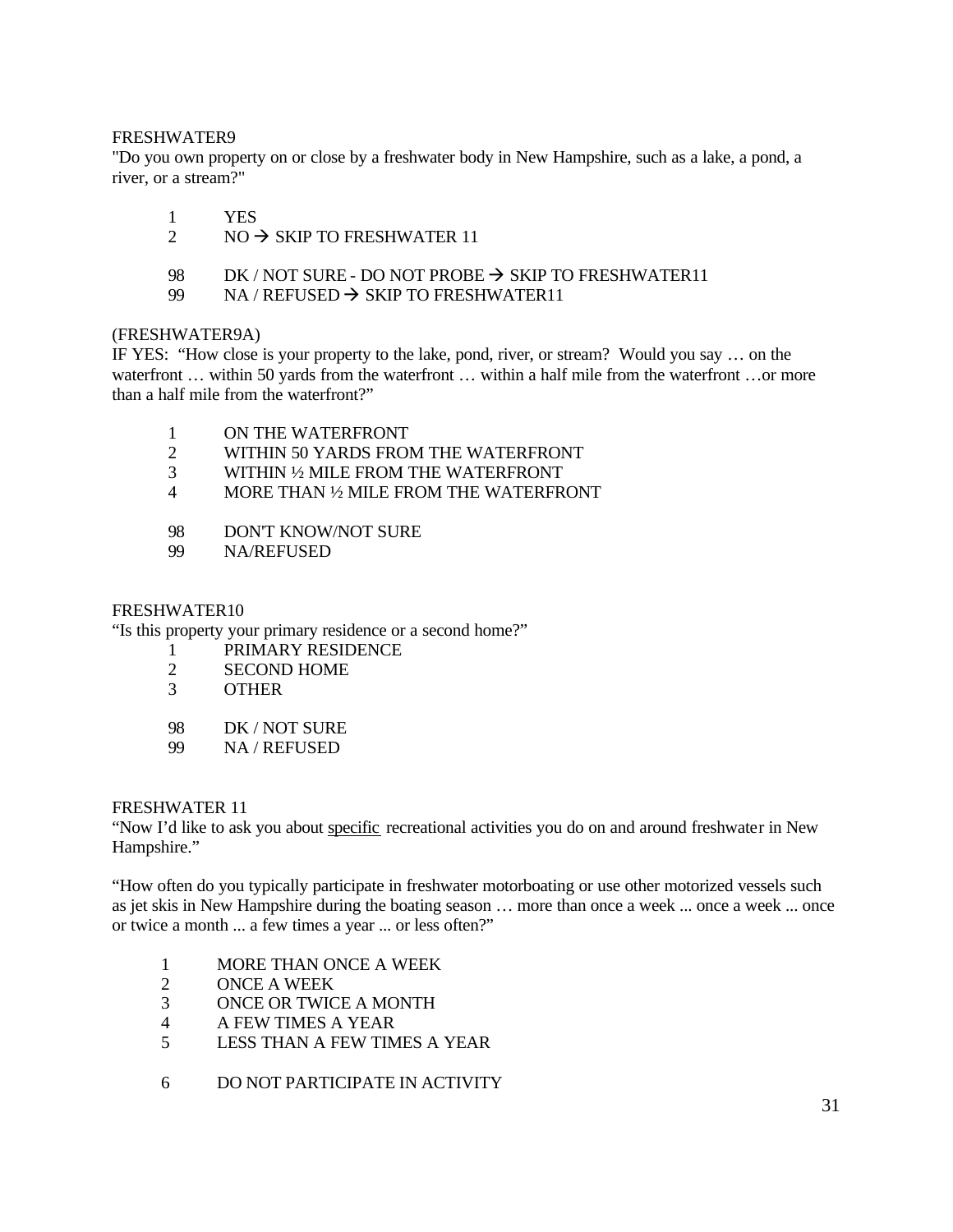FRESHWATER9

"Do you own property on or close by a freshwater body in New Hampshire, such as a lake, a pond, a river, or a stream?"

1 YES
2 NO → SKIP TO FRESHWATER 11

98 DK / NOT SURE - DO NOT PROBE → SKIP TO FRESHWATER11
99 NA / REFUSED → SKIP TO FRESHWATER11

(FRESHWATER9A)

IF YES: "How close is your property to the lake, pond, river, or stream? Would you say … on the waterfront … within 50 yards from the waterfront … within a half mile from the waterfront …or more than a half mile from the waterfront?"

1 ON THE WATERFRONT
2 WITHIN 50 YARDS FROM THE WATERFRONT
3 WITHIN ½ MILE FROM THE WATERFRONT
4 MORE THAN ½ MILE FROM THE WATERFRONT

98 DON'T KNOW/NOT SURE
99 NA/REFUSED

FRESHWATER10

"Is this property your primary residence or a second home?"

1 PRIMARY RESIDENCE
2 SECOND HOME
3 OTHER

98 DK / NOT SURE
99 NA / REFUSED

FRESHWATER 11

"Now I'd like to ask you about <u>specific</u> recreational activities you do on and around freshwater in New Hampshire."

"How often do you typically participate in freshwater motorboating or use other motorized vessels such as jet skis in New Hampshire during the boating season … more than once a week ... once a week ... once or twice a month ... a few times a year ... or less often?"

1 MORE THAN ONCE A WEEK
2 ONCE A WEEK
3 ONCE OR TWICE A MONTH
4 A FEW TIMES A YEAR
5 LESS THAN A FEW TIMES A YEAR

6 DO NOT PARTICIPATE IN ACTIVITY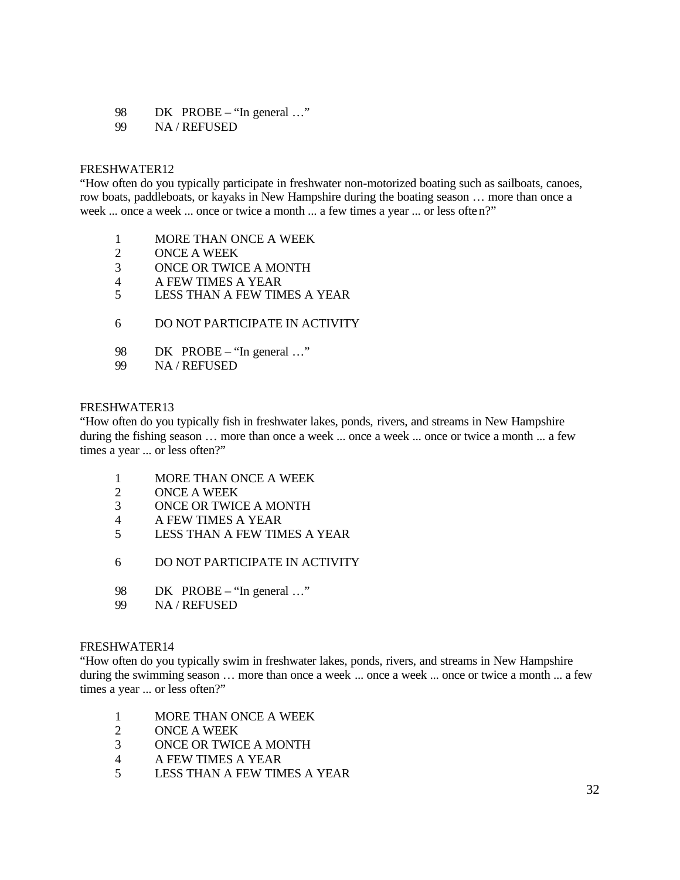98 DK PROBE – "In general …"
99 NA / REFUSED

FRESHWATER12
"How often do you typically participate in freshwater non-motorized boating such as sailboats, canoes, row boats, paddleboats, or kayaks in New Hampshire during the boating season … more than once a week ... once a week ... once or twice a month ... a few times a year ... or less often?"

1 MORE THAN ONCE A WEEK
2 ONCE A WEEK
3 ONCE OR TWICE A MONTH
4 A FEW TIMES A YEAR
5 LESS THAN A FEW TIMES A YEAR

6 DO NOT PARTICIPATE IN ACTIVITY

98 DK PROBE – "In general …"
99 NA / REFUSED

FRESHWATER13
"How often do you typically fish in freshwater lakes, ponds, rivers, and streams in New Hampshire during the fishing season … more than once a week ... once a week ... once or twice a month ... a few times a year ... or less often?"

1 MORE THAN ONCE A WEEK
2 ONCE A WEEK
3 ONCE OR TWICE A MONTH
4 A FEW TIMES A YEAR
5 LESS THAN A FEW TIMES A YEAR

6 DO NOT PARTICIPATE IN ACTIVITY

98 DK PROBE – "In general …"
99 NA / REFUSED

FRESHWATER14
"How often do you typically swim in freshwater lakes, ponds, rivers, and streams in New Hampshire during the swimming season … more than once a week ... once a week ... once or twice a month ... a few times a year ... or less often?"

1 MORE THAN ONCE A WEEK
2 ONCE A WEEK
3 ONCE OR TWICE A MONTH
4 A FEW TIMES A YEAR
5 LESS THAN A FEW TIMES A YEAR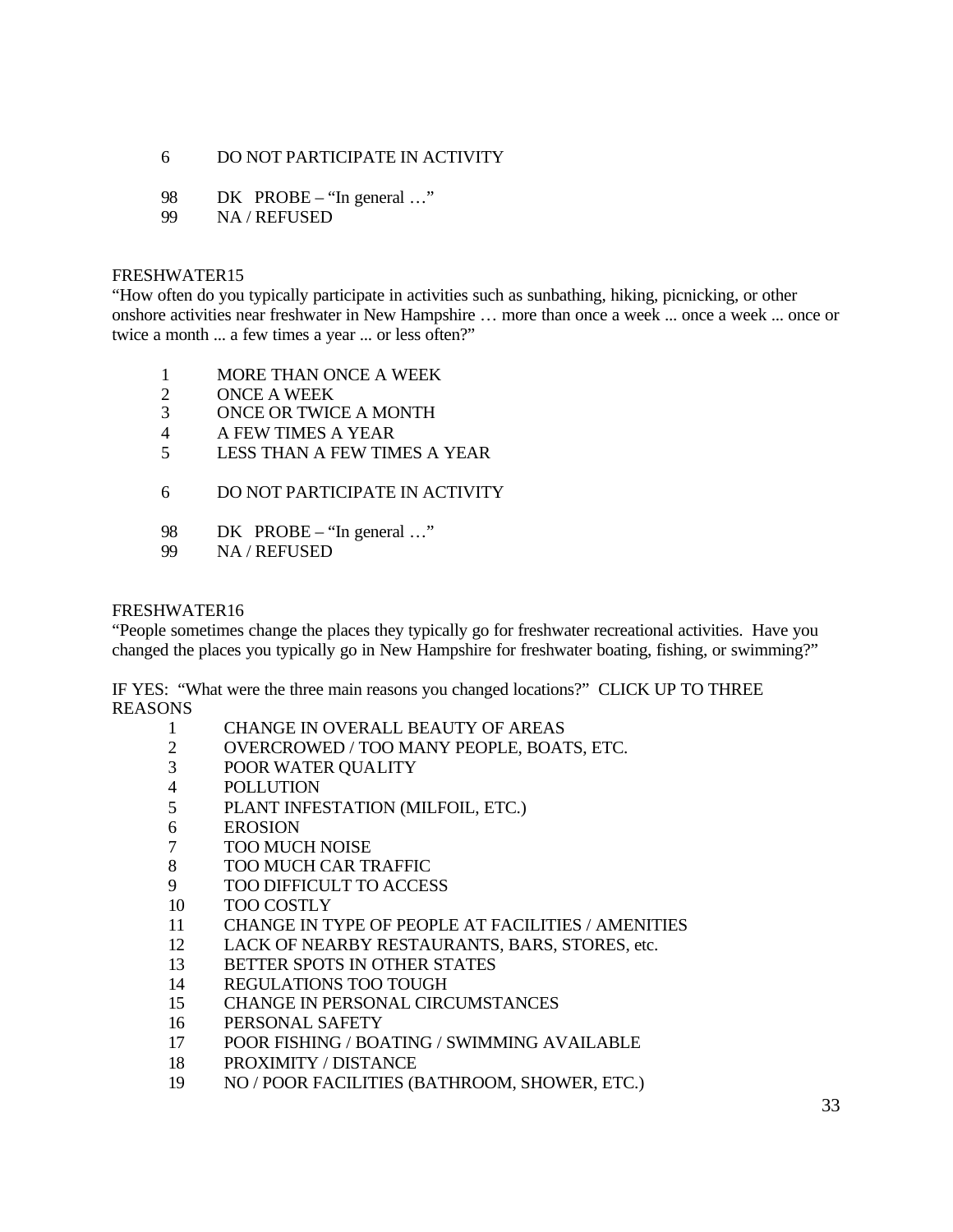6 DO NOT PARTICIPATE IN ACTIVITY

98 DK PROBE – "In general …"
99 NA / REFUSED

FRESHWATER15
"How often do you typically participate in activities such as sunbathing, hiking, picnicking, or other onshore activities near freshwater in New Hampshire … more than once a week ... once a week ... once or twice a month ... a few times a year ... or less often?"

1 MORE THAN ONCE A WEEK
2 ONCE A WEEK
3 ONCE OR TWICE A MONTH
4 A FEW TIMES A YEAR
5 LESS THAN A FEW TIMES A YEAR

6 DO NOT PARTICIPATE IN ACTIVITY

98 DK PROBE – "In general …"
99 NA / REFUSED

FRESHWATER16
"People sometimes change the places they typically go for freshwater recreational activities. Have you changed the places you typically go in New Hampshire for freshwater boating, fishing, or swimming?"

IF YES: "What were the three main reasons you changed locations?" CLICK UP TO THREE REASONS

1 CHANGE IN OVERALL BEAUTY OF AREAS
2 OVERCROWED / TOO MANY PEOPLE, BOATS, ETC.
3 POOR WATER QUALITY
4 POLLUTION
5 PLANT INFESTATION (MILFOIL, ETC.)
6 EROSION
7 TOO MUCH NOISE
8 TOO MUCH CAR TRAFFIC
9 TOO DIFFICULT TO ACCESS
10 TOO COSTLY
11 CHANGE IN TYPE OF PEOPLE AT FACILITIES / AMENITIES
12 LACK OF NEARBY RESTAURANTS, BARS, STORES, etc.
13 BETTER SPOTS IN OTHER STATES
14 REGULATIONS TOO TOUGH
15 CHANGE IN PERSONAL CIRCUMSTANCES
16 PERSONAL SAFETY
17 POOR FISHING / BOATING / SWIMMING AVAILABLE
18 PROXIMITY / DISTANCE
19 NO / POOR FACILITIES (BATHROOM, SHOWER, ETC.)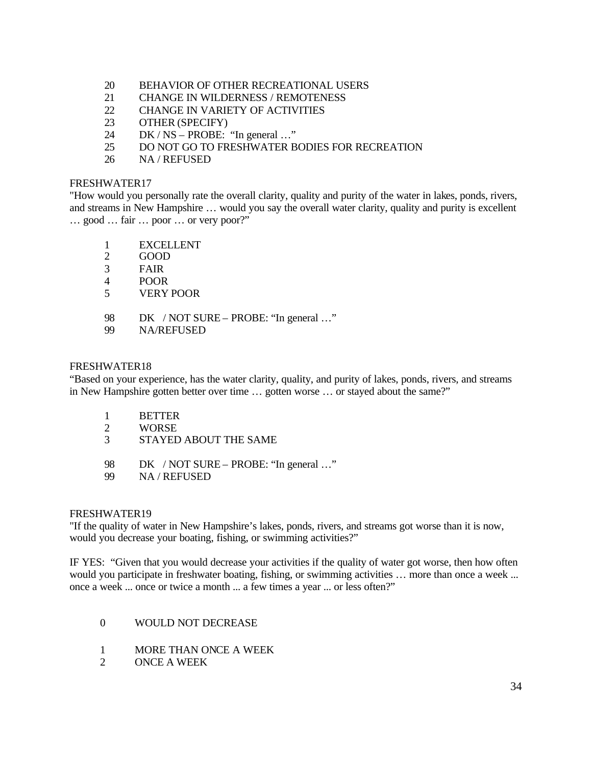20 BEHAVIOR OF OTHER RECREATIONAL USERS
21 CHANGE IN WILDERNESS / REMOTENESS
22 CHANGE IN VARIETY OF ACTIVITIES
23 OTHER (SPECIFY)
24 DK / NS – PROBE: "In general …"
25 DO NOT GO TO FRESHWATER BODIES FOR RECREATION
26 NA / REFUSED

FRESHWATER17
"How would you personally rate the overall clarity, quality and purity of the water in lakes, ponds, rivers, and streams in New Hampshire … would you say the overall water clarity, quality and purity is excellent … good … fair … poor … or very poor?"

1 EXCELLENT
2 GOOD
3 FAIR
4 POOR
5 VERY POOR

98 DK / NOT SURE – PROBE: "In general …"
99 NA/REFUSED

FRESHWATER18
"Based on your experience, has the water clarity, quality, and purity of lakes, ponds, rivers, and streams in New Hampshire gotten better over time … gotten worse … or stayed about the same?"

1 BETTER
2 WORSE
3 STAYED ABOUT THE SAME

98 DK / NOT SURE – PROBE: "In general …"
99 NA / REFUSED

FRESHWATER19
"If the quality of water in New Hampshire's lakes, ponds, rivers, and streams got worse than it is now, would you decrease your boating, fishing, or swimming activities?"

IF YES: "Given that you would decrease your activities if the quality of water got worse, then how often would you participate in freshwater boating, fishing, or swimming activities … more than once a week ... once a week ... once or twice a month ... a few times a year ... or less often?"

0 WOULD NOT DECREASE

1 MORE THAN ONCE A WEEK
2 ONCE A WEEK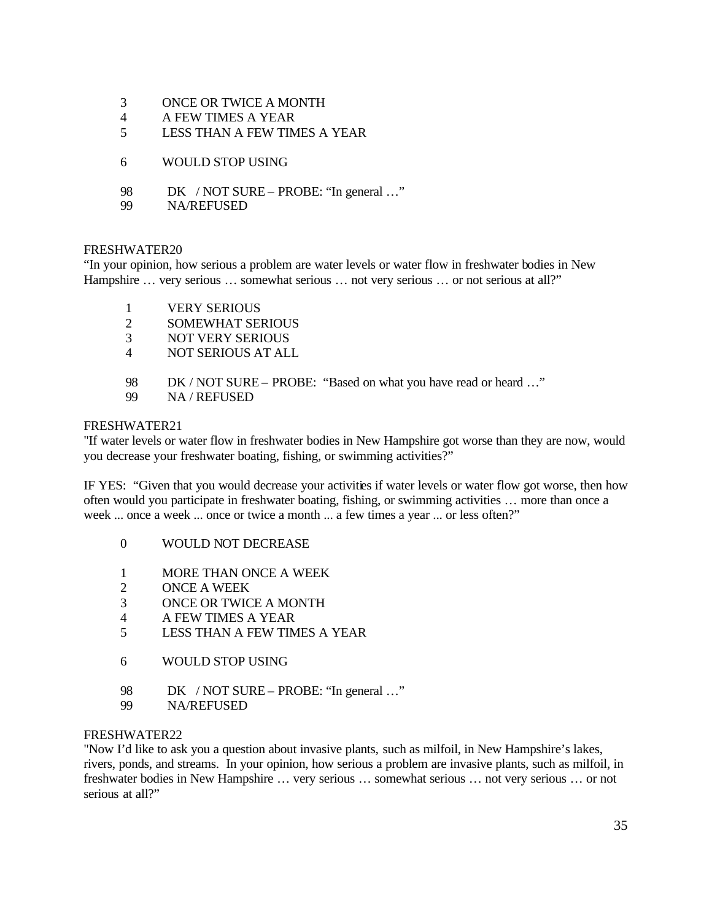3 ONCE OR TWICE A MONTH
4 A FEW TIMES A YEAR
5 LESS THAN A FEW TIMES A YEAR

6 WOULD STOP USING

98 DK / NOT SURE – PROBE: "In general …"
99 NA/REFUSED

FRESHWATER20
"In your opinion, how serious a problem are water levels or water flow in freshwater bodies in New Hampshire … very serious … somewhat serious … not very serious … or not serious at all?"

1 VERY SERIOUS
2 SOMEWHAT SERIOUS
3 NOT VERY SERIOUS
4 NOT SERIOUS AT ALL

98 DK / NOT SURE – PROBE: "Based on what you have read or heard …"
99 NA / REFUSED

FRESHWATER21
"If water levels or water flow in freshwater bodies in New Hampshire got worse than they are now, would you decrease your freshwater boating, fishing, or swimming activities?"

IF YES: "Given that you would decrease your activities if water levels or water flow got worse, then how often would you participate in freshwater boating, fishing, or swimming activities … more than once a week ... once a week ... once or twice a month ... a few times a year ... or less often?"

0 WOULD NOT DECREASE

1 MORE THAN ONCE A WEEK
2 ONCE A WEEK
3 ONCE OR TWICE A MONTH
4 A FEW TIMES A YEAR
5 LESS THAN A FEW TIMES A YEAR

6 WOULD STOP USING

98 DK / NOT SURE – PROBE: "In general …"
99 NA/REFUSED

FRESHWATER22
"Now I'd like to ask you a question about invasive plants, such as milfoil, in New Hampshire's lakes, rivers, ponds, and streams. In your opinion, how serious a problem are invasive plants, such as milfoil, in freshwater bodies in New Hampshire … very serious … somewhat serious … not very serious … or not serious at all?"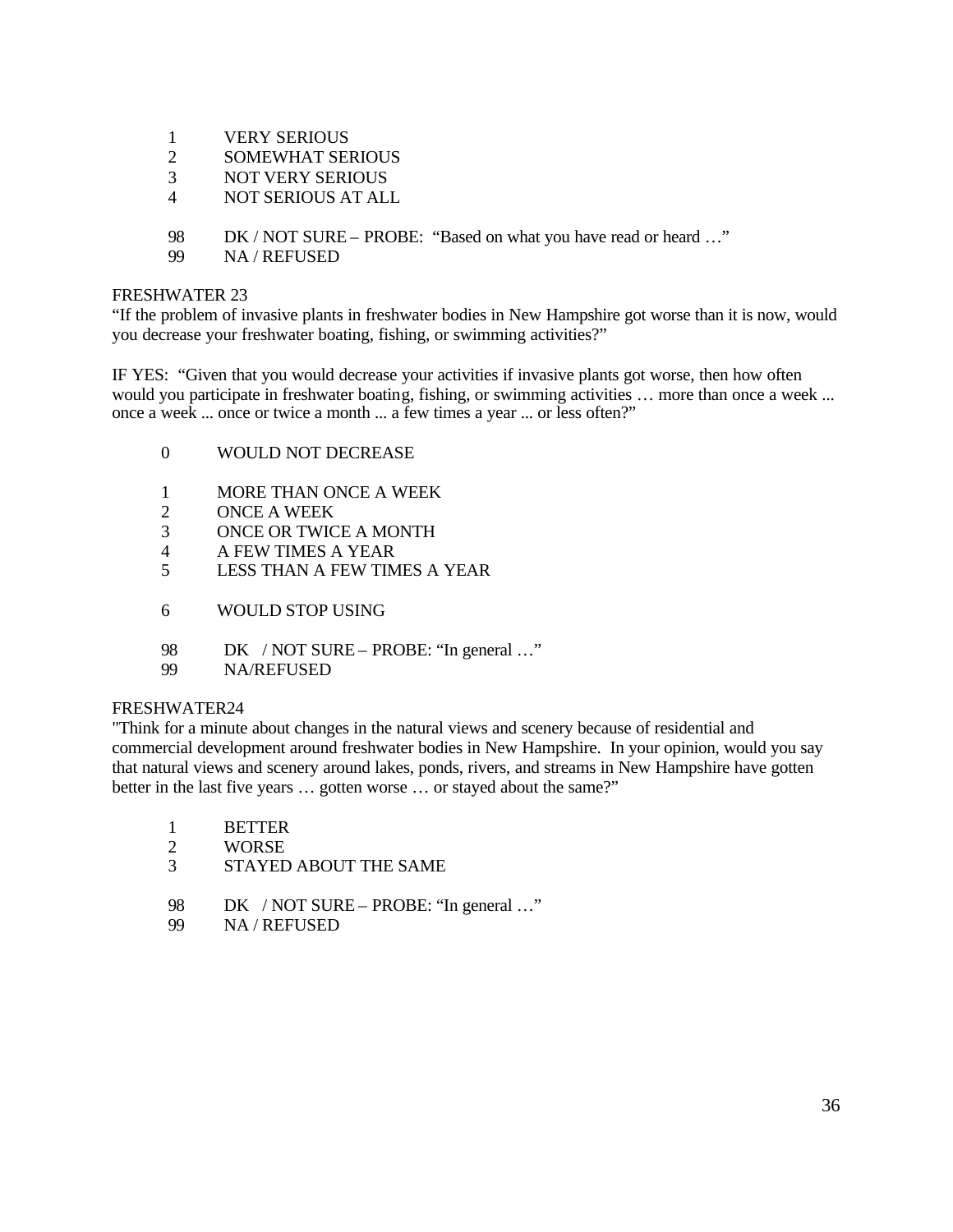1 VERY SERIOUS
2 SOMEWHAT SERIOUS
3 NOT VERY SERIOUS
4 NOT SERIOUS AT ALL

98 DK / NOT SURE – PROBE: "Based on what you have read or heard …"
99 NA / REFUSED

FRESHWATER 23
"If the problem of invasive plants in freshwater bodies in New Hampshire got worse than it is now, would you decrease your freshwater boating, fishing, or swimming activities?"

IF YES: "Given that you would decrease your activities if invasive plants got worse, then how often would you participate in freshwater boating, fishing, or swimming activities … more than once a week ... once a week ... once or twice a month ... a few times a year ... or less often?"

0 WOULD NOT DECREASE

1 MORE THAN ONCE A WEEK
2 ONCE A WEEK
3 ONCE OR TWICE A MONTH
4 A FEW TIMES A YEAR
5 LESS THAN A FEW TIMES A YEAR

6 WOULD STOP USING

98 DK / NOT SURE – PROBE: "In general …"
99 NA/REFUSED

FRESHWATER24
"Think for a minute about changes in the natural views and scenery because of residential and commercial development around freshwater bodies in New Hampshire. In your opinion, would you say that natural views and scenery around lakes, ponds, rivers, and streams in New Hampshire have gotten better in the last five years … gotten worse … or stayed about the same?"

1 BETTER
2 WORSE
3 STAYED ABOUT THE SAME

98 DK / NOT SURE – PROBE: "In general …"
99 NA / REFUSED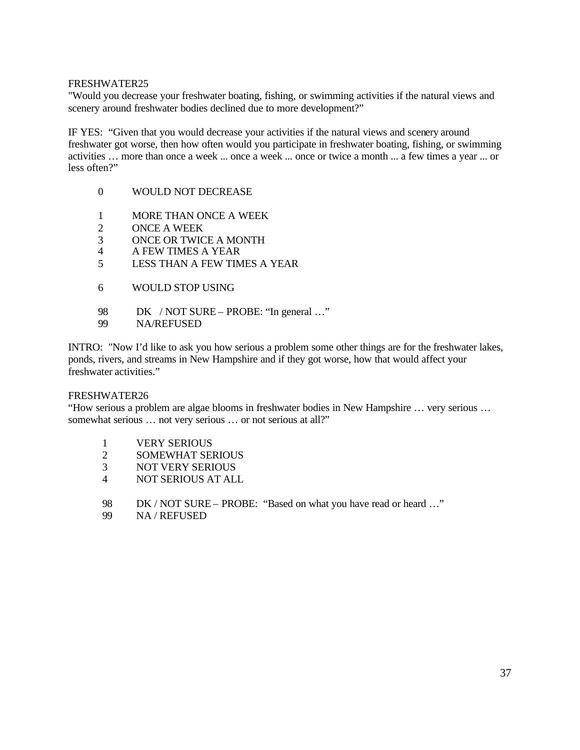FRESHWATER25
"Would you decrease your freshwater boating, fishing, or swimming activities if the natural views and scenery around freshwater bodies declined due to more development?"

IF YES: "Given that you would decrease your activities if the natural views and scenery around freshwater got worse, then how often would you participate in freshwater boating, fishing, or swimming activities … more than once a week ... once a week ... once or twice a month ... a few times a year ... or less often?"

0 WOULD NOT DECREASE

1 MORE THAN ONCE A WEEK
2 ONCE A WEEK
3 ONCE OR TWICE A MONTH
4 A FEW TIMES A YEAR
5 LESS THAN A FEW TIMES A YEAR

6 WOULD STOP USING

98 DK / NOT SURE – PROBE: "In general …"
99 NA/REFUSED

INTRO: "Now I'd like to ask you how serious a problem some other things are for the freshwater lakes, ponds, rivers, and streams in New Hampshire and if they got worse, how that would affect your freshwater activities."

FRESHWATER26
"How serious a problem are algae blooms in freshwater bodies in New Hampshire … very serious … somewhat serious … not very serious … or not serious at all?"

1 VERY SERIOUS
2 SOMEWHAT SERIOUS
3 NOT VERY SERIOUS
4 NOT SERIOUS AT ALL

98 DK / NOT SURE – PROBE: "Based on what you have read or heard …"
99 NA / REFUSED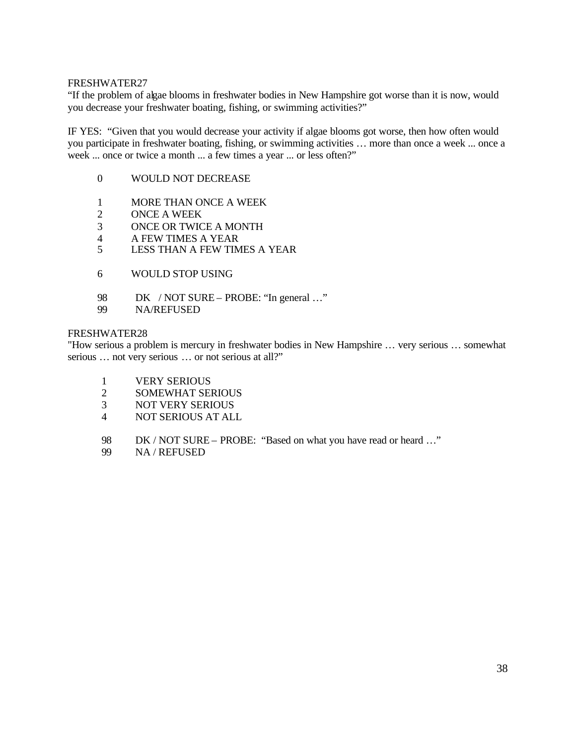FRESHWATER27

"If the problem of algae blooms in freshwater bodies in New Hampshire got worse than it is now, would you decrease your freshwater boating, fishing, or swimming activities?"

IF YES: "Given that you would decrease your activity if algae blooms got worse, then how often would you participate in freshwater boating, fishing, or swimming activities … more than once a week ... once a week ... once or twice a month ... a few times a year ... or less often?"

0 WOULD NOT DECREASE

1 MORE THAN ONCE A WEEK
2 ONCE A WEEK
3 ONCE OR TWICE A MONTH
4 A FEW TIMES A YEAR
5 LESS THAN A FEW TIMES A YEAR

6 WOULD STOP USING

98 DK / NOT SURE – PROBE: "In general …"
99 NA/REFUSED

FRESHWATER28

"How serious a problem is mercury in freshwater bodies in New Hampshire … very serious … somewhat serious … not very serious … or not serious at all?"

1 VERY SERIOUS
2 SOMEWHAT SERIOUS
3 NOT VERY SERIOUS
4 NOT SERIOUS AT ALL

98 DK / NOT SURE – PROBE: "Based on what you have read or heard …"
99 NA / REFUSED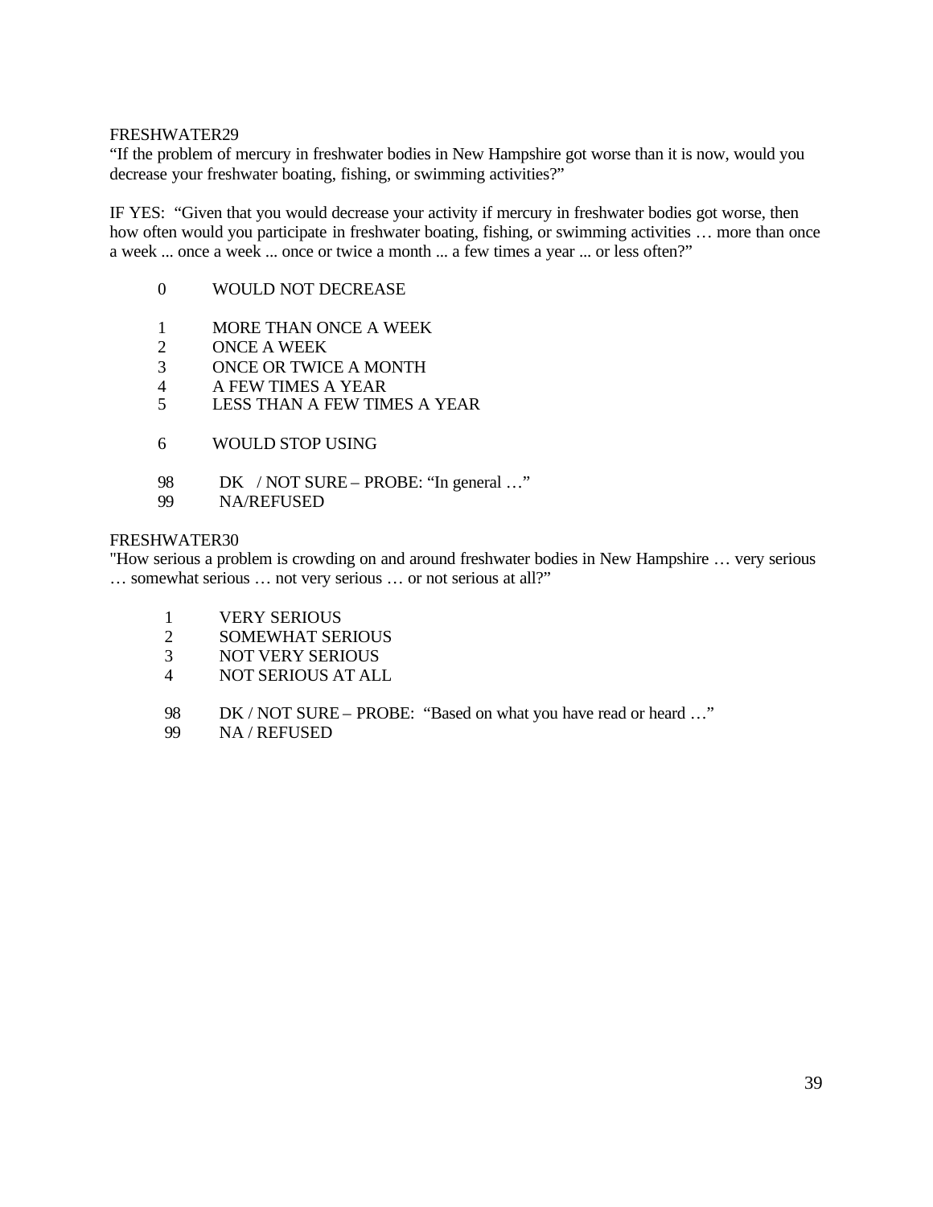FRESHWATER29

"If the problem of mercury in freshwater bodies in New Hampshire got worse than it is now, would you decrease your freshwater boating, fishing, or swimming activities?"

IF YES: "Given that you would decrease your activity if mercury in freshwater bodies got worse, then how often would you participate in freshwater boating, fishing, or swimming activities … more than once a week ... once a week ... once or twice a month ... a few times a year ... or less often?"

0 WOULD NOT DECREASE

1 MORE THAN ONCE A WEEK
2 ONCE A WEEK
3 ONCE OR TWICE A MONTH
4 A FEW TIMES A YEAR
5 LESS THAN A FEW TIMES A YEAR

6 WOULD STOP USING

98 DK / NOT SURE – PROBE: "In general …"
99 NA/REFUSED

FRESHWATER30

"How serious a problem is crowding on and around freshwater bodies in New Hampshire … very serious … somewhat serious … not very serious … or not serious at all?"

1 VERY SERIOUS
2 SOMEWHAT SERIOUS
3 NOT VERY SERIOUS
4 NOT SERIOUS AT ALL

98 DK / NOT SURE – PROBE: "Based on what you have read or heard …"
99 NA / REFUSED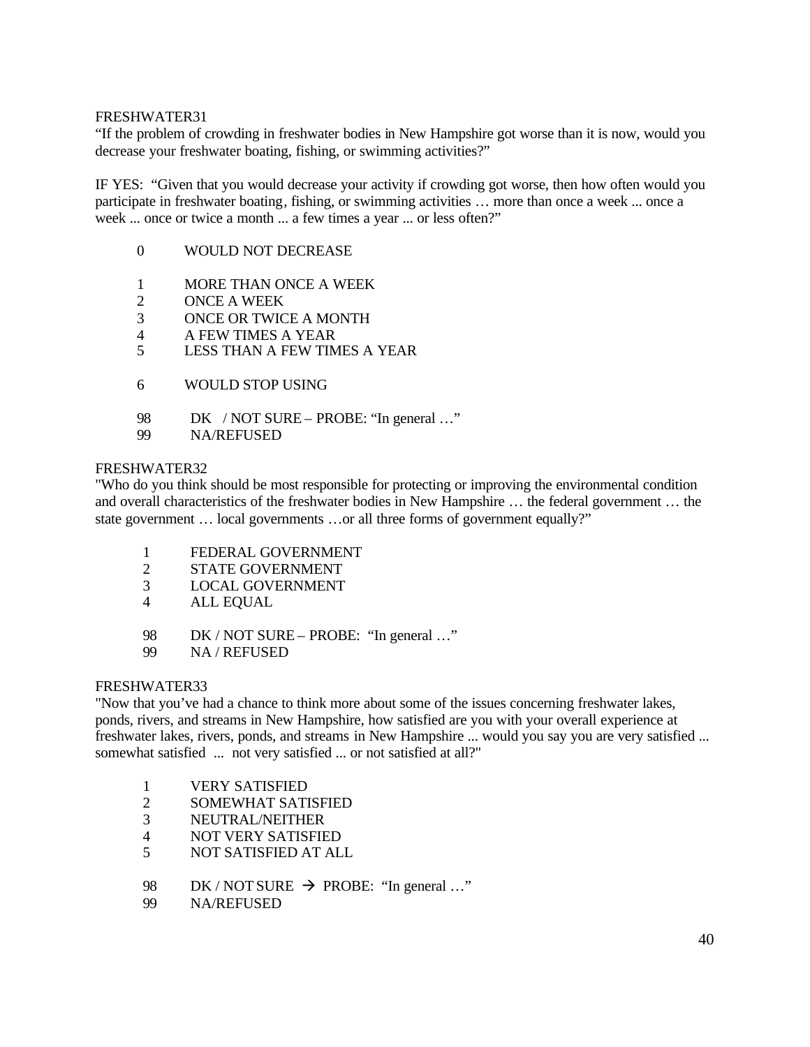FRESHWATER31

"If the problem of crowding in freshwater bodies in New Hampshire got worse than it is now, would you decrease your freshwater boating, fishing, or swimming activities?"

IF YES: "Given that you would decrease your activity if crowding got worse, then how often would you participate in freshwater boating, fishing, or swimming activities … more than once a week ... once a week ... once or twice a month ... a few times a year ... or less often?"

0 WOULD NOT DECREASE

1 MORE THAN ONCE A WEEK
2 ONCE A WEEK
3 ONCE OR TWICE A MONTH
4 A FEW TIMES A YEAR
5 LESS THAN A FEW TIMES A YEAR

6 WOULD STOP USING

98 DK / NOT SURE – PROBE: "In general …"
99 NA/REFUSED

FRESHWATER32

"Who do you think should be most responsible for protecting or improving the environmental condition and overall characteristics of the freshwater bodies in New Hampshire … the federal government … the state government … local governments …or all three forms of government equally?"

1 FEDERAL GOVERNMENT
2 STATE GOVERNMENT
3 LOCAL GOVERNMENT
4 ALL EQUAL

98 DK / NOT SURE – PROBE: "In general …"
99 NA / REFUSED

FRESHWATER33

"Now that you've had a chance to think more about some of the issues concerning freshwater lakes, ponds, rivers, and streams in New Hampshire, how satisfied are you with your overall experience at freshwater lakes, rivers, ponds, and streams in New Hampshire ... would you say you are very satisfied ... somewhat satisfied ... not very satisfied ... or not satisfied at all?"

1 VERY SATISFIED
2 SOMEWHAT SATISFIED
3 NEUTRAL/NEITHER
4 NOT VERY SATISFIED
5 NOT SATISFIED AT ALL

98 DK / NOT SURE → PROBE: "In general …"
99 NA/REFUSED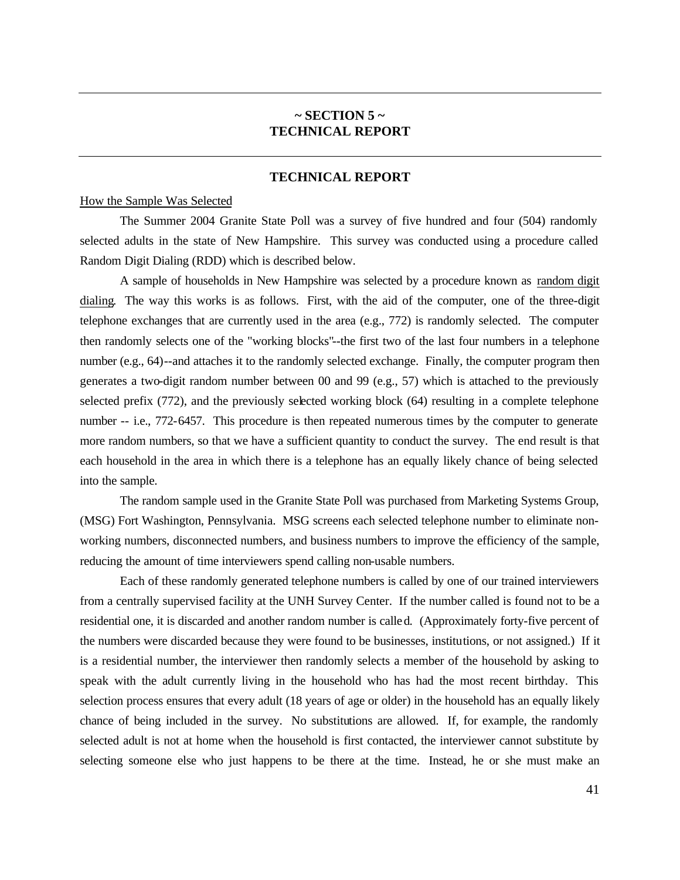# ~ SECTION 5 ~
# TECHNICAL REPORT

## TECHNICAL REPORT

How the Sample Was Selected

The Summer 2004 Granite State Poll was a survey of five hundred and four (504) randomly selected adults in the state of New Hampshire. This survey was conducted using a procedure called Random Digit Dialing (RDD) which is described below.

A sample of households in New Hampshire was selected by a procedure known as random digit dialing. The way this works is as follows. First, with the aid of the computer, one of the three-digit telephone exchanges that are currently used in the area (e.g., 772) is randomly selected. The computer then randomly selects one of the "working blocks"--the first two of the last four numbers in a telephone number (e.g., 64)--and attaches it to the randomly selected exchange. Finally, the computer program then generates a two-digit random number between 00 and 99 (e.g., 57) which is attached to the previously selected prefix (772), and the previously selected working block (64) resulting in a complete telephone number -- i.e., 772-6457. This procedure is then repeated numerous times by the computer to generate more random numbers, so that we have a sufficient quantity to conduct the survey. The end result is that each household in the area in which there is a telephone has an equally likely chance of being selected into the sample.

The random sample used in the Granite State Poll was purchased from Marketing Systems Group, (MSG) Fort Washington, Pennsylvania. MSG screens each selected telephone number to eliminate non-working numbers, disconnected numbers, and business numbers to improve the efficiency of the sample, reducing the amount of time interviewers spend calling non-usable numbers.

Each of these randomly generated telephone numbers is called by one of our trained interviewers from a centrally supervised facility at the UNH Survey Center. If the number called is found not to be a residential one, it is discarded and another random number is called. (Approximately forty-five percent of the numbers were discarded because they were found to be businesses, institutions, or not assigned.) If it is a residential number, the interviewer then randomly selects a member of the household by asking to speak with the adult currently living in the household who has had the most recent birthday. This selection process ensures that every adult (18 years of age or older) in the household has an equally likely chance of being included in the survey. No substitutions are allowed. If, for example, the randomly selected adult is not at home when the household is first contacted, the interviewer cannot substitute by selecting someone else who just happens to be there at the time. Instead, he or she must make an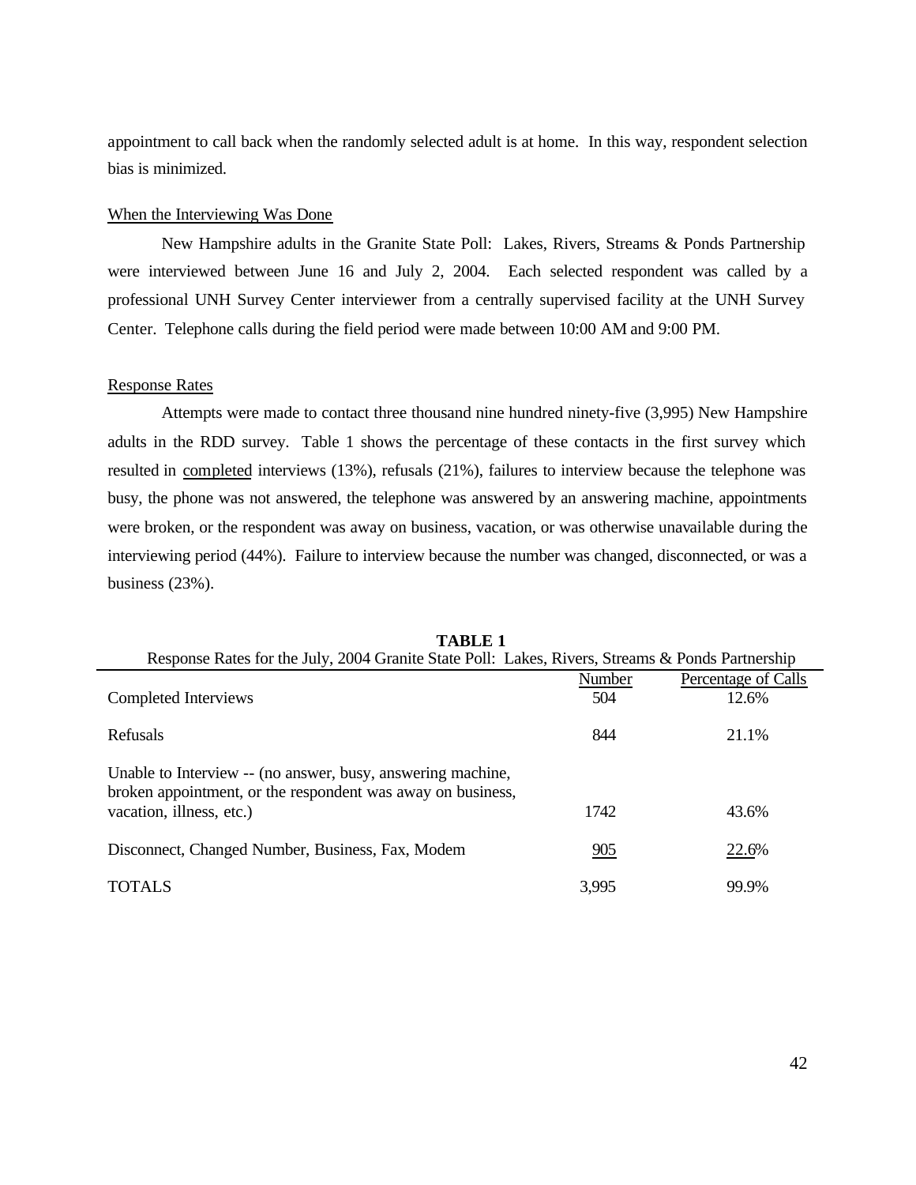appointment to call back when the randomly selected adult is at home. In this way, respondent selection bias is minimized.

When the Interviewing Was Done

New Hampshire adults in the Granite State Poll: Lakes, Rivers, Streams & Ponds Partnership were interviewed between June 16 and July 2, 2004. Each selected respondent was called by a professional UNH Survey Center interviewer from a centrally supervised facility at the UNH Survey Center. Telephone calls during the field period were made between 10:00 AM and 9:00 PM.

Response Rates

Attempts were made to contact three thousand nine hundred ninety-five (3,995) New Hampshire adults in the RDD survey. Table 1 shows the percentage of these contacts in the first survey which resulted in completed interviews (13%), refusals (21%), failures to interview because the telephone was busy, the phone was not answered, the telephone was answered by an answering machine, appointments were broken, or the respondent was away on business, vacation, or was otherwise unavailable during the interviewing period (44%). Failure to interview because the number was changed, disconnected, or was a business (23%).

**TABLE 1**

Response Rates for the July, 2004 Granite State Poll: Lakes, Rivers, Streams & Ponds Partnership

| | Number | Percentage of Calls |
|---|---|---|
| Completed Interviews | 504 | 12.6% |
| Refusals | 844 | 21.1% |
| Unable to Interview -- (no answer, busy, answering machine, broken appointment, or the respondent was away on business, vacation, illness, etc.) | 1742 | 43.6% |
| Disconnect, Changed Number, Business, Fax, Modem | 905 | 22.6% |
| TOTALS | 3,995 | 99.9% |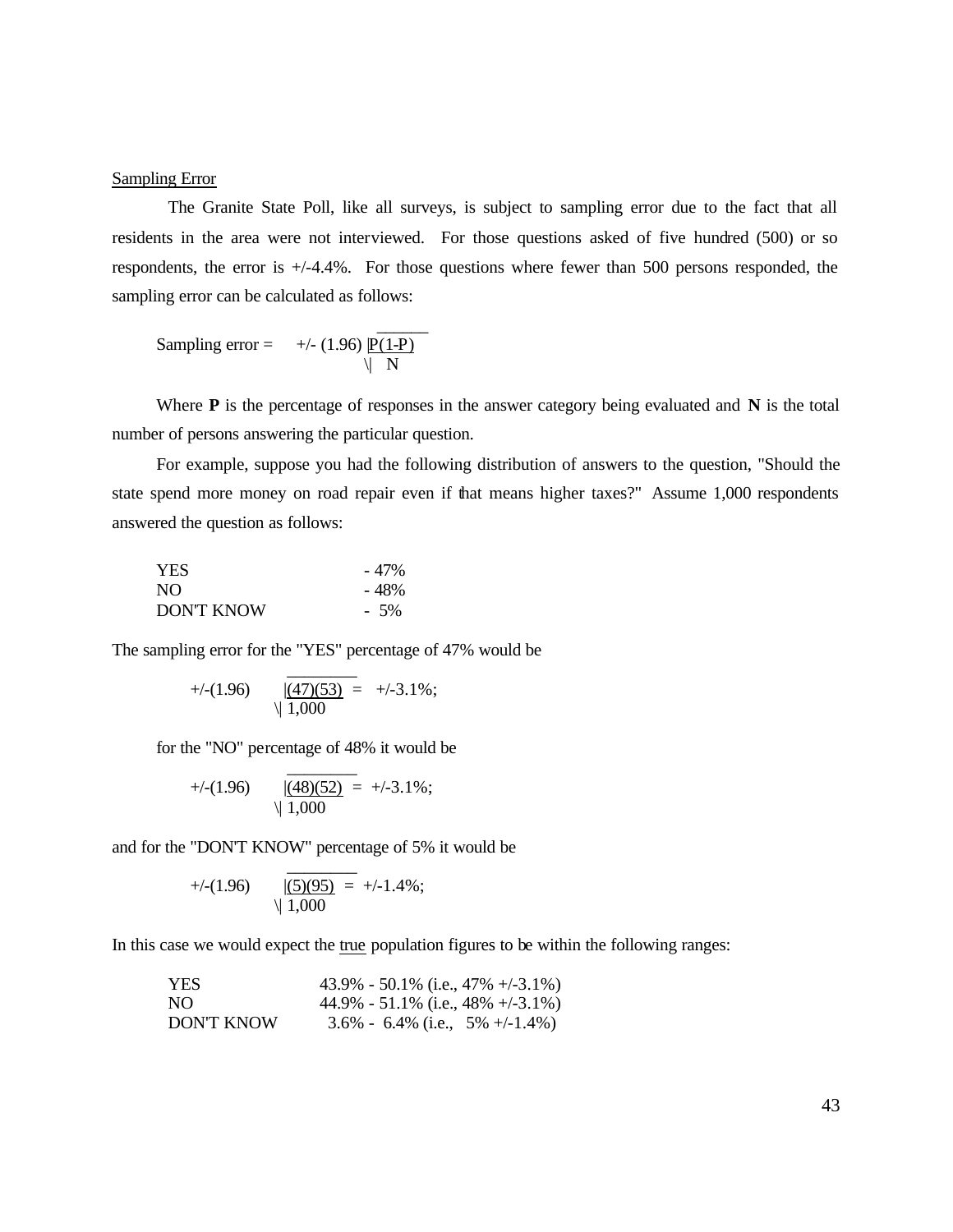Sampling Error

The Granite State Poll, like all surveys, is subject to sampling error due to the fact that all residents in the area were not interviewed. For those questions asked of five hundred (500) or so respondents, the error is +/-4.4%. For those questions where fewer than 500 persons responded, the sampling error can be calculated as follows:

$$\text{Sampling error} = \pm (1.96) \sqrt{\frac{P(1-P)}{N}}$$

Where **P** is the percentage of responses in the answer category being evaluated and **N** is the total number of persons answering the particular question.

For example, suppose you had the following distribution of answers to the question, "Should the state spend more money on road repair even if that means higher taxes?" Assume 1,000 respondents answered the question as follows:

| | |
|---|---|
| YES | - 47% |
| NO | - 48% |
| DON'T KNOW | - 5% |

The sampling error for the "YES" percentage of 47% would be

$$\pm(1.96) \sqrt{\frac{(47)(53)}{1,000}} = \pm 3.1\%;$$

for the "NO" percentage of 48% it would be

$$\pm(1.96) \sqrt{\frac{(48)(52)}{1,000}} = \pm 3.1\%;$$

and for the "DON'T KNOW" percentage of 5% it would be

$$\pm(1.96) \sqrt{\frac{(5)(95)}{1,000}} = \pm 1.4\%;$$

In this case we would expect the true population figures to be within the following ranges:

| | |
|---|---|
| YES | 43.9% - 50.1% (i.e., 47% +/-3.1%) |
| NO | 44.9% - 51.1% (i.e., 48% +/-3.1%) |
| DON'T KNOW | 3.6% - 6.4% (i.e., 5% +/-1.4%) |